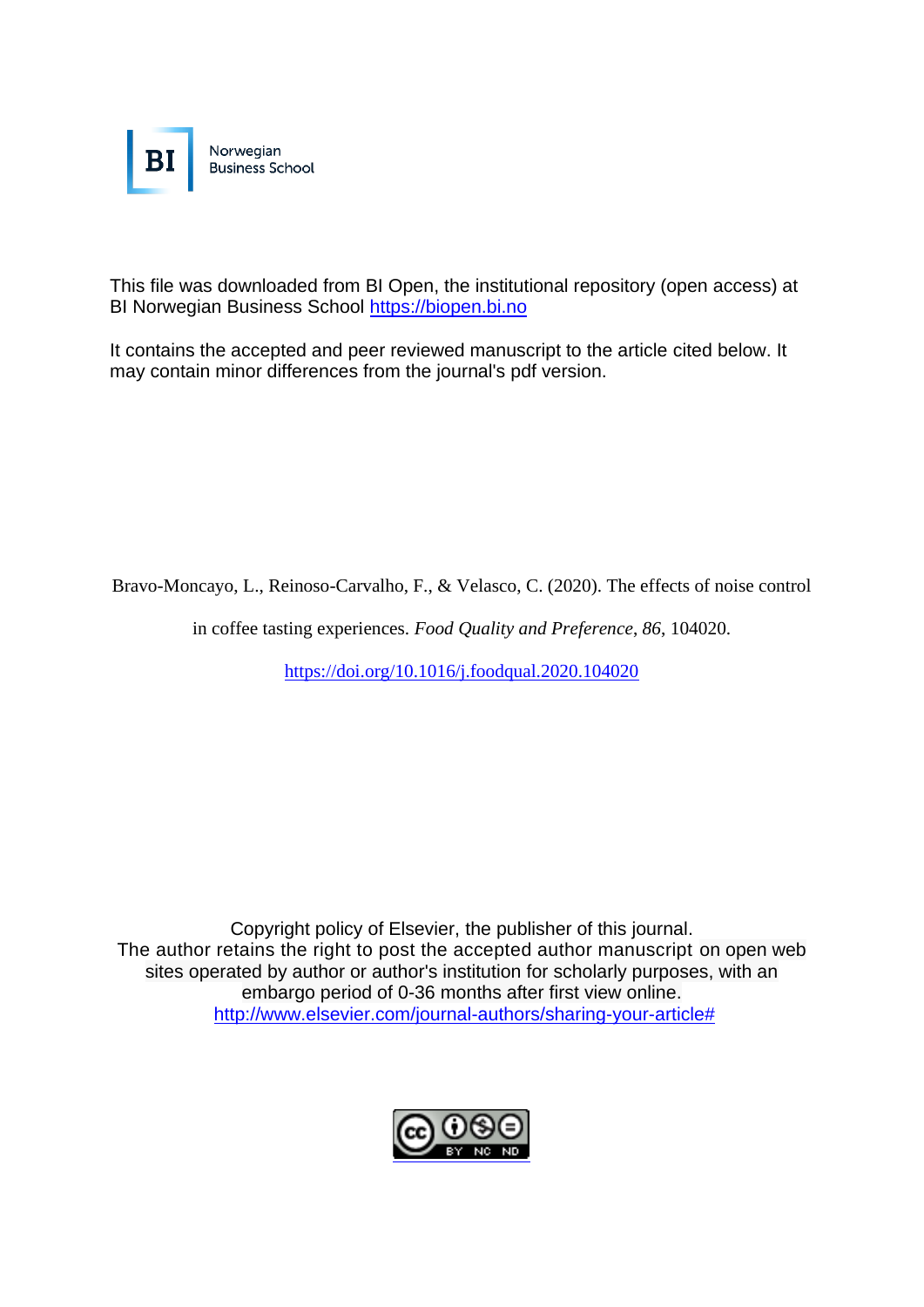BI Norwegian Business School

This file was downloaded from BI Open, the institutional repository (open access) at BI Norwegian Business School https://biopen.bi.no

It contains the accepted and peer reviewed manuscript to the article cited below. It may contain minor differences from the journal's pdf version.

Bravo-Moncayo, L., Reinoso-Carvalho, F., & Velasco, C. (2020). The effects of noise control in coffee tasting experiences. *Food Quality and Preference*, *86*, 104020.

https://doi.org/10.1016/j.foodqual.2020.104020

Copyright policy of Elsevier, the publisher of this journal.
The author retains the right to post the accepted author manuscript on open web sites operated by author or author's institution for scholarly purposes, with an embargo period of 0-36 months after first view online.
http://www.elsevier.com/journal-authors/sharing-your-article#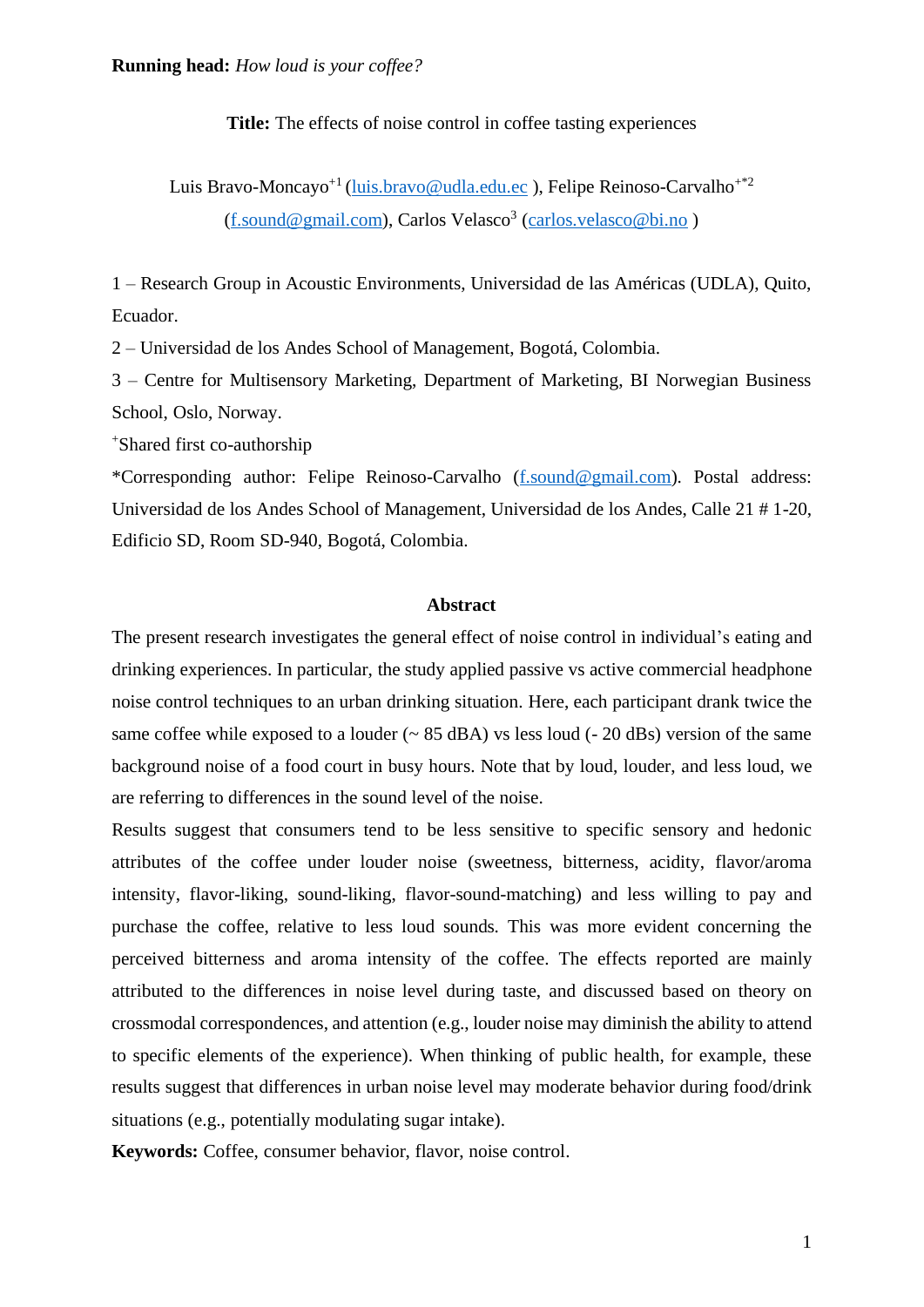**Running head:** *How loud is your coffee?*

**Title:** The effects of noise control in coffee tasting experiences

Luis Bravo-Moncayo[+1] (luis.bravo@udla.edu.ec ), Felipe Reinoso-Carvalho[+*2] (f.sound@gmail.com), Carlos Velasco[3] (carlos.velasco@bi.no )

1 – Research Group in Acoustic Environments, Universidad de las Américas (UDLA), Quito, Ecuador.

2 – Universidad de los Andes School of Management, Bogotá, Colombia.

3 – Centre for Multisensory Marketing, Department of Marketing, BI Norwegian Business School, Oslo, Norway.

[+]Shared first co-authorship

*Corresponding author: Felipe Reinoso-Carvalho (f.sound@gmail.com). Postal address: Universidad de los Andes School of Management, Universidad de los Andes, Calle 21 # 1-20, Edificio SD, Room SD-940, Bogotá, Colombia.

## Abstract

The present research investigates the general effect of noise control in individual's eating and drinking experiences. In particular, the study applied passive vs active commercial headphone noise control techniques to an urban drinking situation. Here, each participant drank twice the same coffee while exposed to a louder (~ 85 dBA) vs less loud (- 20 dBs) version of the same background noise of a food court in busy hours. Note that by loud, louder, and less loud, we are referring to differences in the sound level of the noise.

Results suggest that consumers tend to be less sensitive to specific sensory and hedonic attributes of the coffee under louder noise (sweetness, bitterness, acidity, flavor/aroma intensity, flavor-liking, sound-liking, flavor-sound-matching) and less willing to pay and purchase the coffee, relative to less loud sounds. This was more evident concerning the perceived bitterness and aroma intensity of the coffee. The effects reported are mainly attributed to the differences in noise level during taste, and discussed based on theory on crossmodal correspondences, and attention (e.g., louder noise may diminish the ability to attend to specific elements of the experience). When thinking of public health, for example, these results suggest that differences in urban noise level may moderate behavior during food/drink situations (e.g., potentially modulating sugar intake).

**Keywords:** Coffee, consumer behavior, flavor, noise control.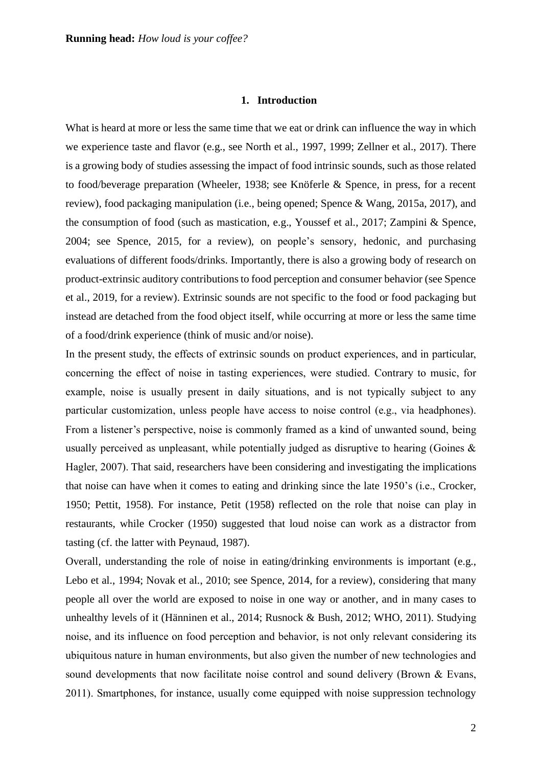## 1. Introduction

What is heard at more or less the same time that we eat or drink can influence the way in which we experience taste and flavor (e.g., see North et al., 1997, 1999; Zellner et al., 2017). There is a growing body of studies assessing the impact of food intrinsic sounds, such as those related to food/beverage preparation (Wheeler, 1938; see Knöferle & Spence, in press, for a recent review), food packaging manipulation (i.e., being opened; Spence & Wang, 2015a, 2017), and the consumption of food (such as mastication, e.g., Youssef et al., 2017; Zampini & Spence, 2004; see Spence, 2015, for a review), on people's sensory, hedonic, and purchasing evaluations of different foods/drinks. Importantly, there is also a growing body of research on product-extrinsic auditory contributions to food perception and consumer behavior (see Spence et al., 2019, for a review). Extrinsic sounds are not specific to the food or food packaging but instead are detached from the food object itself, while occurring at more or less the same time of a food/drink experience (think of music and/or noise).

In the present study, the effects of extrinsic sounds on product experiences, and in particular, concerning the effect of noise in tasting experiences, were studied. Contrary to music, for example, noise is usually present in daily situations, and is not typically subject to any particular customization, unless people have access to noise control (e.g., via headphones). From a listener's perspective, noise is commonly framed as a kind of unwanted sound, being usually perceived as unpleasant, while potentially judged as disruptive to hearing (Goines & Hagler, 2007). That said, researchers have been considering and investigating the implications that noise can have when it comes to eating and drinking since the late 1950's (i.e., Crocker, 1950; Pettit, 1958). For instance, Petit (1958) reflected on the role that noise can play in restaurants, while Crocker (1950) suggested that loud noise can work as a distractor from tasting (cf. the latter with Peynaud, 1987).

Overall, understanding the role of noise in eating/drinking environments is important (e.g., Lebo et al., 1994; Novak et al., 2010; see Spence, 2014, for a review), considering that many people all over the world are exposed to noise in one way or another, and in many cases to unhealthy levels of it (Hänninen et al., 2014; Rusnock & Bush, 2012; WHO, 2011). Studying noise, and its influence on food perception and behavior, is not only relevant considering its ubiquitous nature in human environments, but also given the number of new technologies and sound developments that now facilitate noise control and sound delivery (Brown & Evans, 2011). Smartphones, for instance, usually come equipped with noise suppression technology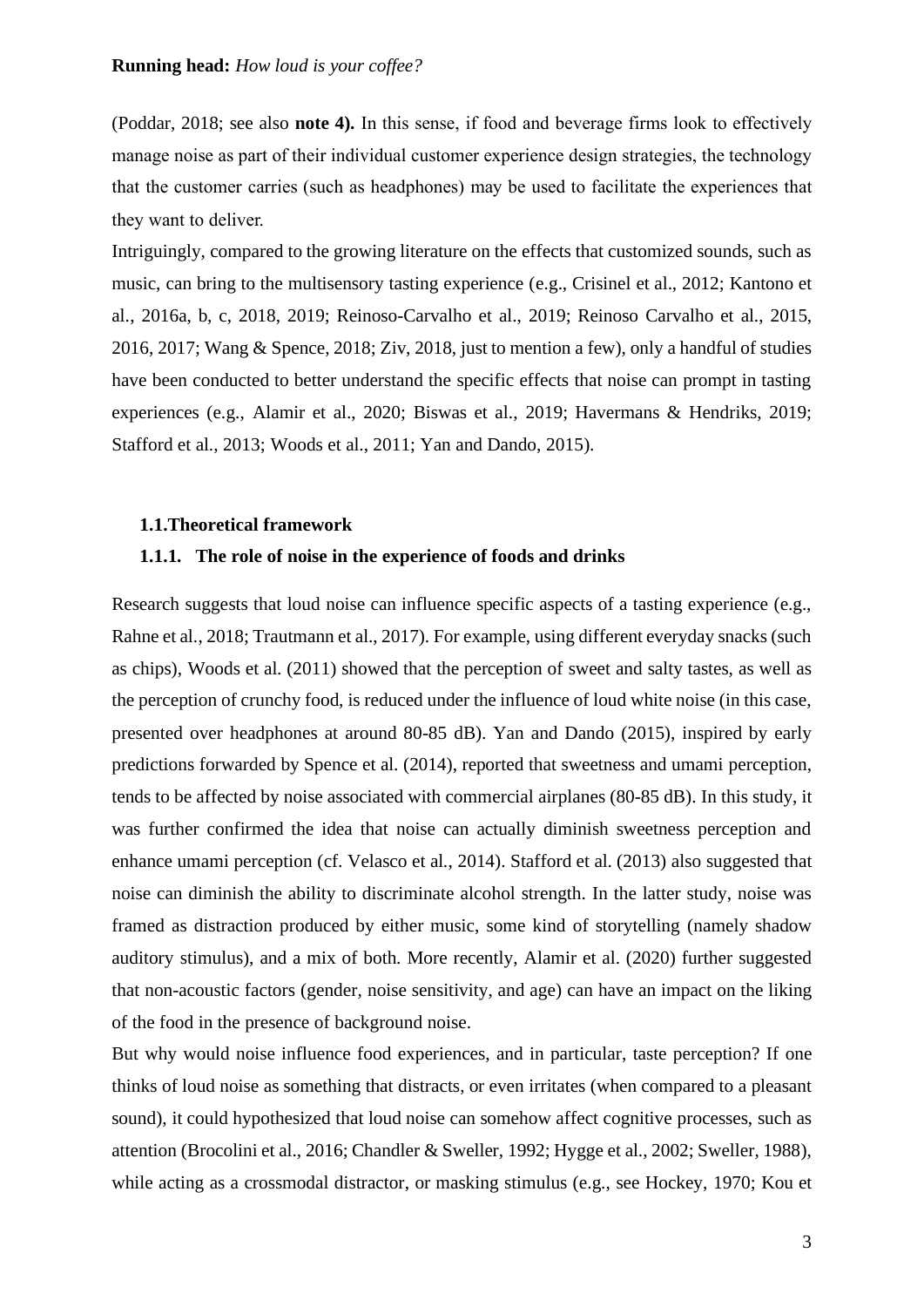(Poddar, 2018; see also **note 4).** In this sense, if food and beverage firms look to effectively manage noise as part of their individual customer experience design strategies, the technology that the customer carries (such as headphones) may be used to facilitate the experiences that they want to deliver.

Intriguingly, compared to the growing literature on the effects that customized sounds, such as music, can bring to the multisensory tasting experience (e.g., Crisinel et al., 2012; Kantono et al., 2016a, b, c, 2018, 2019; Reinoso-Carvalho et al., 2019; Reinoso Carvalho et al., 2015, 2016, 2017; Wang & Spence, 2018; Ziv, 2018, just to mention a few), only a handful of studies have been conducted to better understand the specific effects that noise can prompt in tasting experiences (e.g., Alamir et al., 2020; Biswas et al., 2019; Havermans & Hendriks, 2019; Stafford et al., 2013; Woods et al., 2011; Yan and Dando, 2015).

## 1.1. Theoretical framework

### 1.1.1. The role of noise in the experience of foods and drinks

Research suggests that loud noise can influence specific aspects of a tasting experience (e.g., Rahne et al., 2018; Trautmann et al., 2017). For example, using different everyday snacks (such as chips), Woods et al. (2011) showed that the perception of sweet and salty tastes, as well as the perception of crunchy food, is reduced under the influence of loud white noise (in this case, presented over headphones at around 80-85 dB). Yan and Dando (2015), inspired by early predictions forwarded by Spence et al. (2014), reported that sweetness and umami perception, tends to be affected by noise associated with commercial airplanes (80-85 dB). In this study, it was further confirmed the idea that noise can actually diminish sweetness perception and enhance umami perception (cf. Velasco et al., 2014). Stafford et al. (2013) also suggested that noise can diminish the ability to discriminate alcohol strength. In the latter study, noise was framed as distraction produced by either music, some kind of storytelling (namely shadow auditory stimulus), and a mix of both. More recently, Alamir et al. (2020) further suggested that non-acoustic factors (gender, noise sensitivity, and age) can have an impact on the liking of the food in the presence of background noise.

But why would noise influence food experiences, and in particular, taste perception? If one thinks of loud noise as something that distracts, or even irritates (when compared to a pleasant sound), it could hypothesized that loud noise can somehow affect cognitive processes, such as attention (Brocolini et al., 2016; Chandler & Sweller, 1992; Hygge et al., 2002; Sweller, 1988), while acting as a crossmodal distractor, or masking stimulus (e.g., see Hockey, 1970; Kou et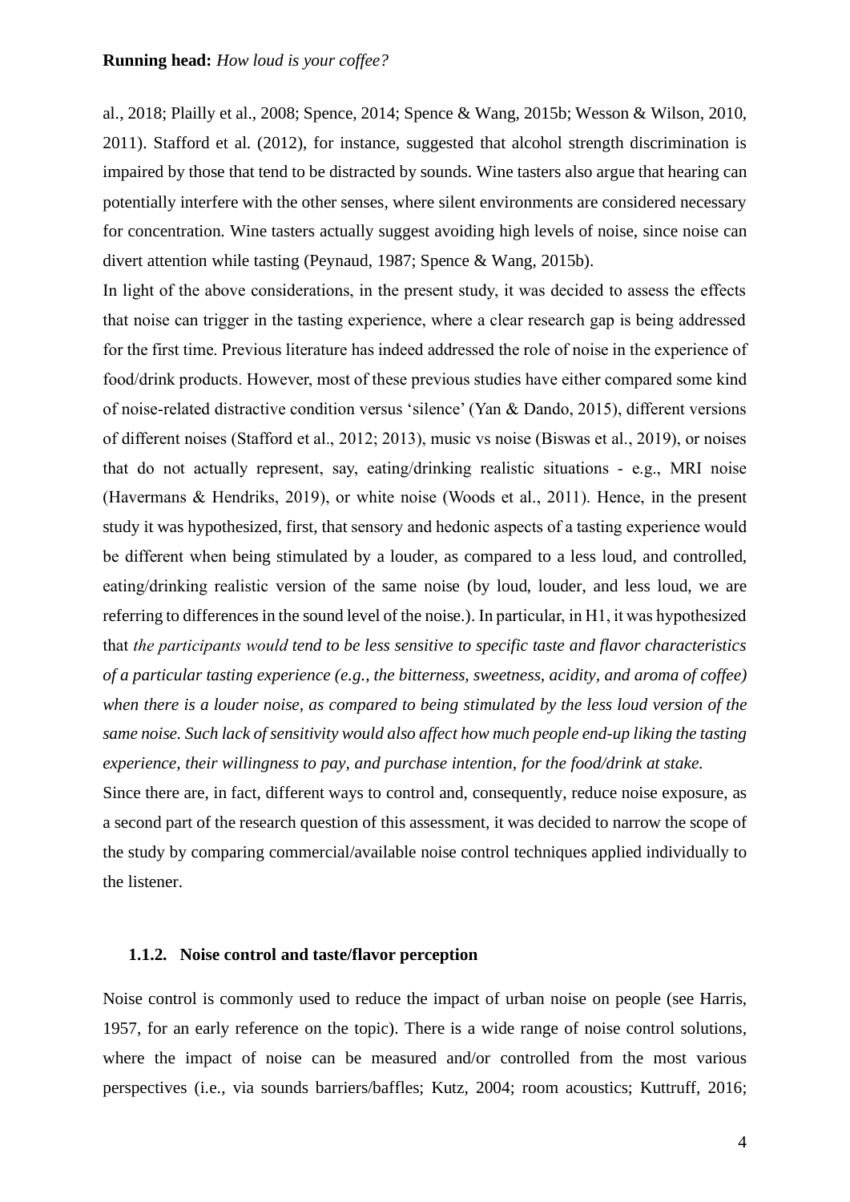al., 2018; Plailly et al., 2008; Spence, 2014; Spence & Wang, 2015b; Wesson & Wilson, 2010, 2011). Stafford et al. (2012), for instance, suggested that alcohol strength discrimination is impaired by those that tend to be distracted by sounds. Wine tasters also argue that hearing can potentially interfere with the other senses, where silent environments are considered necessary for concentration. Wine tasters actually suggest avoiding high levels of noise, since noise can divert attention while tasting (Peynaud, 1987; Spence & Wang, 2015b).

In light of the above considerations, in the present study, it was decided to assess the effects that noise can trigger in the tasting experience, where a clear research gap is being addressed for the first time. Previous literature has indeed addressed the role of noise in the experience of food/drink products. However, most of these previous studies have either compared some kind of noise-related distractive condition versus 'silence' (Yan & Dando, 2015), different versions of different noises (Stafford et al., 2012; 2013), music vs noise (Biswas et al., 2019), or noises that do not actually represent, say, eating/drinking realistic situations - e.g., MRI noise (Havermans & Hendriks, 2019), or white noise (Woods et al., 2011). Hence, in the present study it was hypothesized, first, that sensory and hedonic aspects of a tasting experience would be different when being stimulated by a louder, as compared to a less loud, and controlled, eating/drinking realistic version of the same noise (by loud, louder, and less loud, we are referring to differences in the sound level of the noise.). In particular, in H1, it was hypothesized that *the participants would tend to be less sensitive to specific taste and flavor characteristics of a particular tasting experience (e.g., the bitterness, sweetness, acidity, and aroma of coffee) when there is a louder noise, as compared to being stimulated by the less loud version of the same noise. Such lack of sensitivity would also affect how much people end-up liking the tasting experience, their willingness to pay, and purchase intention, for the food/drink at stake.*

Since there are, in fact, different ways to control and, consequently, reduce noise exposure, as a second part of the research question of this assessment, it was decided to narrow the scope of the study by comparing commercial/available noise control techniques applied individually to the listener.

### 1.1.2. Noise control and taste/flavor perception

Noise control is commonly used to reduce the impact of urban noise on people (see Harris, 1957, for an early reference on the topic). There is a wide range of noise control solutions, where the impact of noise can be measured and/or controlled from the most various perspectives (i.e., via sounds barriers/baffles; Kutz, 2004; room acoustics; Kuttruff, 2016;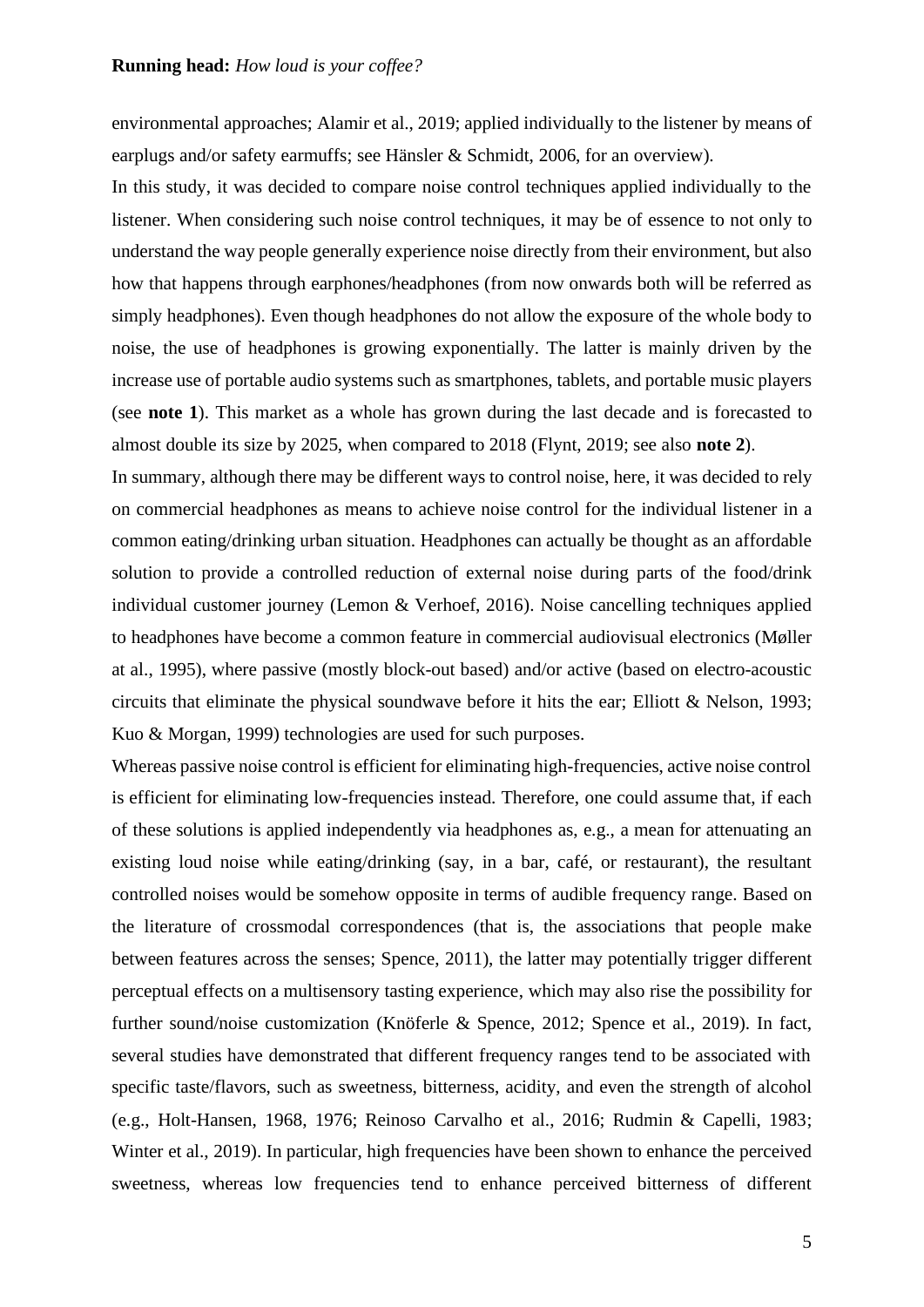environmental approaches; Alamir et al., 2019; applied individually to the listener by means of earplugs and/or safety earmuffs; see Hänsler & Schmidt, 2006, for an overview).

In this study, it was decided to compare noise control techniques applied individually to the listener. When considering such noise control techniques, it may be of essence to not only to understand the way people generally experience noise directly from their environment, but also how that happens through earphones/headphones (from now onwards both will be referred as simply headphones). Even though headphones do not allow the exposure of the whole body to noise, the use of headphones is growing exponentially. The latter is mainly driven by the increase use of portable audio systems such as smartphones, tablets, and portable music players (see **note 1**). This market as a whole has grown during the last decade and is forecasted to almost double its size by 2025, when compared to 2018 (Flynt, 2019; see also **note 2**).

In summary, although there may be different ways to control noise, here, it was decided to rely on commercial headphones as means to achieve noise control for the individual listener in a common eating/drinking urban situation. Headphones can actually be thought as an affordable solution to provide a controlled reduction of external noise during parts of the food/drink individual customer journey (Lemon & Verhoef, 2016). Noise cancelling techniques applied to headphones have become a common feature in commercial audiovisual electronics (Møller at al., 1995), where passive (mostly block-out based) and/or active (based on electro-acoustic circuits that eliminate the physical soundwave before it hits the ear; Elliott & Nelson, 1993; Kuo & Morgan, 1999) technologies are used for such purposes.

Whereas passive noise control is efficient for eliminating high-frequencies, active noise control is efficient for eliminating low-frequencies instead. Therefore, one could assume that, if each of these solutions is applied independently via headphones as, e.g., a mean for attenuating an existing loud noise while eating/drinking (say, in a bar, café, or restaurant), the resultant controlled noises would be somehow opposite in terms of audible frequency range. Based on the literature of crossmodal correspondences (that is, the associations that people make between features across the senses; Spence, 2011), the latter may potentially trigger different perceptual effects on a multisensory tasting experience, which may also rise the possibility for further sound/noise customization (Knöferle & Spence, 2012; Spence et al., 2019). In fact, several studies have demonstrated that different frequency ranges tend to be associated with specific taste/flavors, such as sweetness, bitterness, acidity, and even the strength of alcohol (e.g., Holt-Hansen, 1968, 1976; Reinoso Carvalho et al., 2016; Rudmin & Capelli, 1983; Winter et al., 2019). In particular, high frequencies have been shown to enhance the perceived sweetness, whereas low frequencies tend to enhance perceived bitterness of different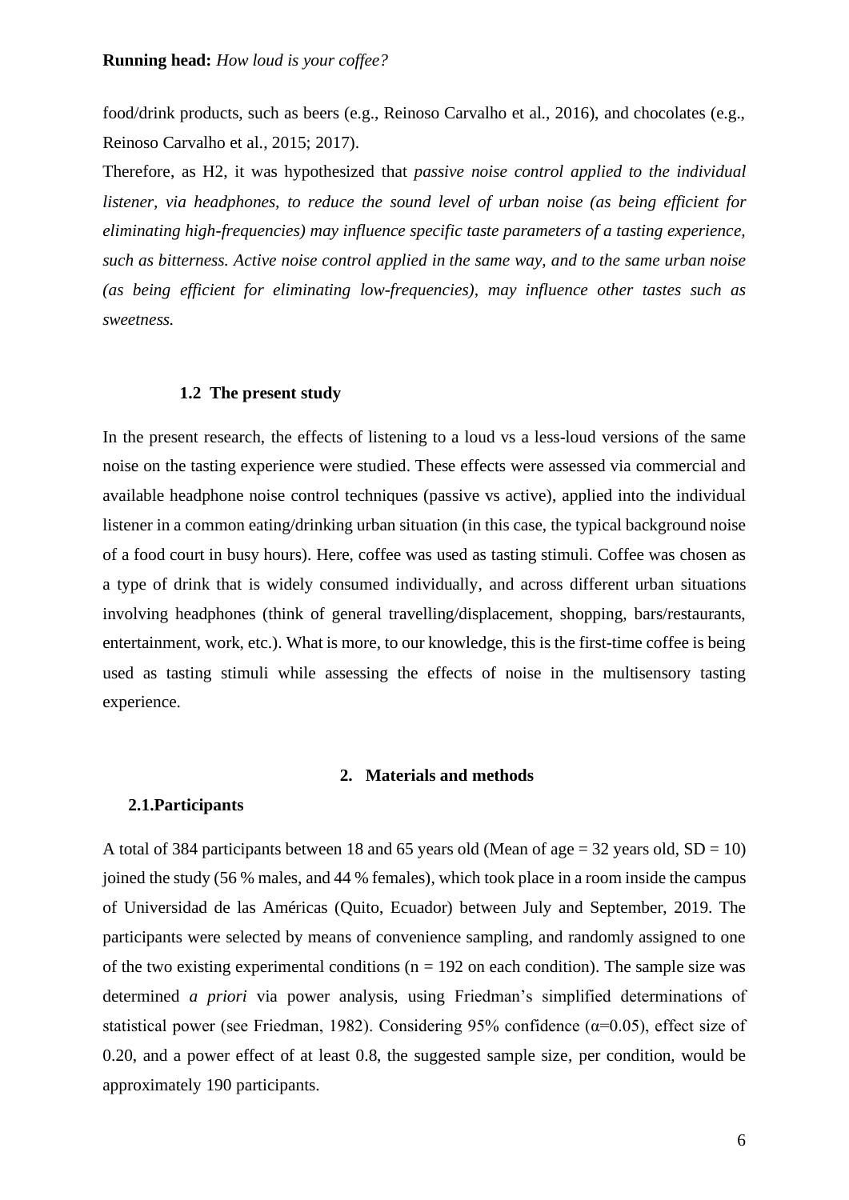food/drink products, such as beers (e.g., Reinoso Carvalho et al., 2016), and chocolates (e.g., Reinoso Carvalho et al., 2015; 2017).

Therefore, as H2, it was hypothesized that *passive noise control applied to the individual listener, via headphones, to reduce the sound level of urban noise (as being efficient for eliminating high-frequencies) may influence specific taste parameters of a tasting experience, such as bitterness. Active noise control applied in the same way, and to the same urban noise (as being efficient for eliminating low-frequencies), may influence other tastes such as sweetness.*

### 1.2 The present study

In the present research, the effects of listening to a loud vs a less-loud versions of the same noise on the tasting experience were studied. These effects were assessed via commercial and available headphone noise control techniques (passive vs active), applied into the individual listener in a common eating/drinking urban situation (in this case, the typical background noise of a food court in busy hours). Here, coffee was used as tasting stimuli. Coffee was chosen as a type of drink that is widely consumed individually, and across different urban situations involving headphones (think of general travelling/displacement, shopping, bars/restaurants, entertainment, work, etc.). What is more, to our knowledge, this is the first-time coffee is being used as tasting stimuli while assessing the effects of noise in the multisensory tasting experience.

## 2. Materials and methods

### 2.1. Participants

A total of 384 participants between 18 and 65 years old (Mean of age = 32 years old, SD = 10) joined the study (56 % males, and 44 % females), which took place in a room inside the campus of Universidad de las Américas (Quito, Ecuador) between July and September, 2019. The participants were selected by means of convenience sampling, and randomly assigned to one of the two existing experimental conditions ($n = 192$ on each condition). The sample size was determined *a priori* via power analysis, using Friedman's simplified determinations of statistical power (see Friedman, 1982). Considering 95% confidence ($\alpha=0.05$), effect size of 0.20, and a power effect of at least 0.8, the suggested sample size, per condition, would be approximately 190 participants.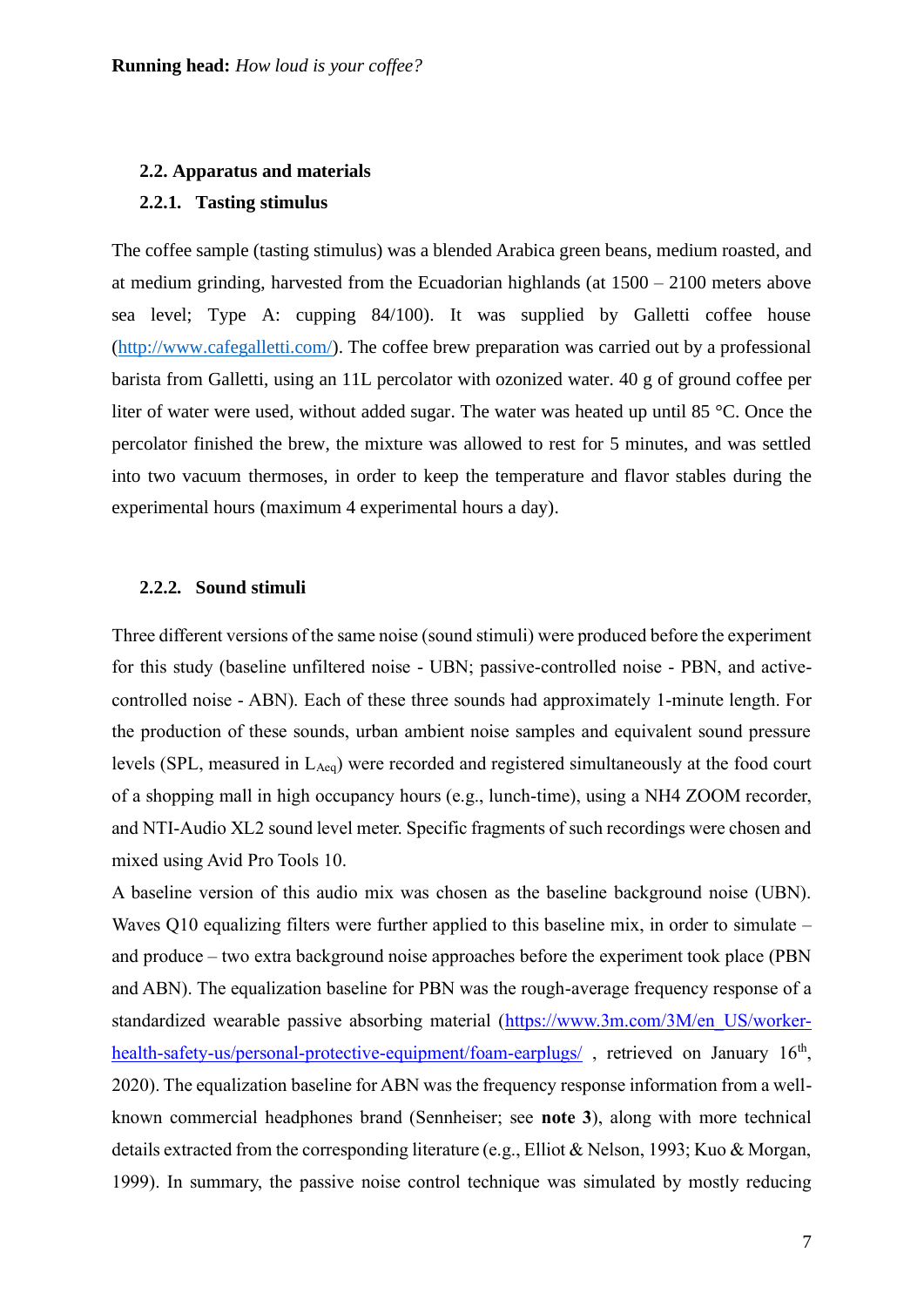### 2.2. Apparatus and materials

### 2.2.1. Tasting stimulus

The coffee sample (tasting stimulus) was a blended Arabica green beans, medium roasted, and at medium grinding, harvested from the Ecuadorian highlands (at 1500 – 2100 meters above sea level; Type A: cupping 84/100). It was supplied by Galletti coffee house (http://www.cafegalletti.com/). The coffee brew preparation was carried out by a professional barista from Galletti, using an 11L percolator with ozonized water. 40 g of ground coffee per liter of water were used, without added sugar. The water was heated up until 85 °C. Once the percolator finished the brew, the mixture was allowed to rest for 5 minutes, and was settled into two vacuum thermoses, in order to keep the temperature and flavor stables during the experimental hours (maximum 4 experimental hours a day).

### 2.2.2. Sound stimuli

Three different versions of the same noise (sound stimuli) were produced before the experiment for this study (baseline unfiltered noise - UBN; passive-controlled noise - PBN, and active-controlled noise - ABN). Each of these three sounds had approximately 1-minute length. For the production of these sounds, urban ambient noise samples and equivalent sound pressure levels (SPL, measured in $L_{Aeq}$) were recorded and registered simultaneously at the food court of a shopping mall in high occupancy hours (e.g., lunch-time), using a NH4 ZOOM recorder, and NTI-Audio XL2 sound level meter. Specific fragments of such recordings were chosen and mixed using Avid Pro Tools 10.

A baseline version of this audio mix was chosen as the baseline background noise (UBN). Waves Q10 equalizing filters were further applied to this baseline mix, in order to simulate – and produce – two extra background noise approaches before the experiment took place (PBN and ABN). The equalization baseline for PBN was the rough-average frequency response of a standardized wearable passive absorbing material (https://www.3m.com/3M/en_US/worker-health-safety-us/personal-protective-equipment/foam-earplugs/ , retrieved on January 16th, 2020). The equalization baseline for ABN was the frequency response information from a well-known commercial headphones brand (Sennheiser; see **note 3**), along with more technical details extracted from the corresponding literature (e.g., Elliot & Nelson, 1993; Kuo & Morgan, 1999). In summary, the passive noise control technique was simulated by mostly reducing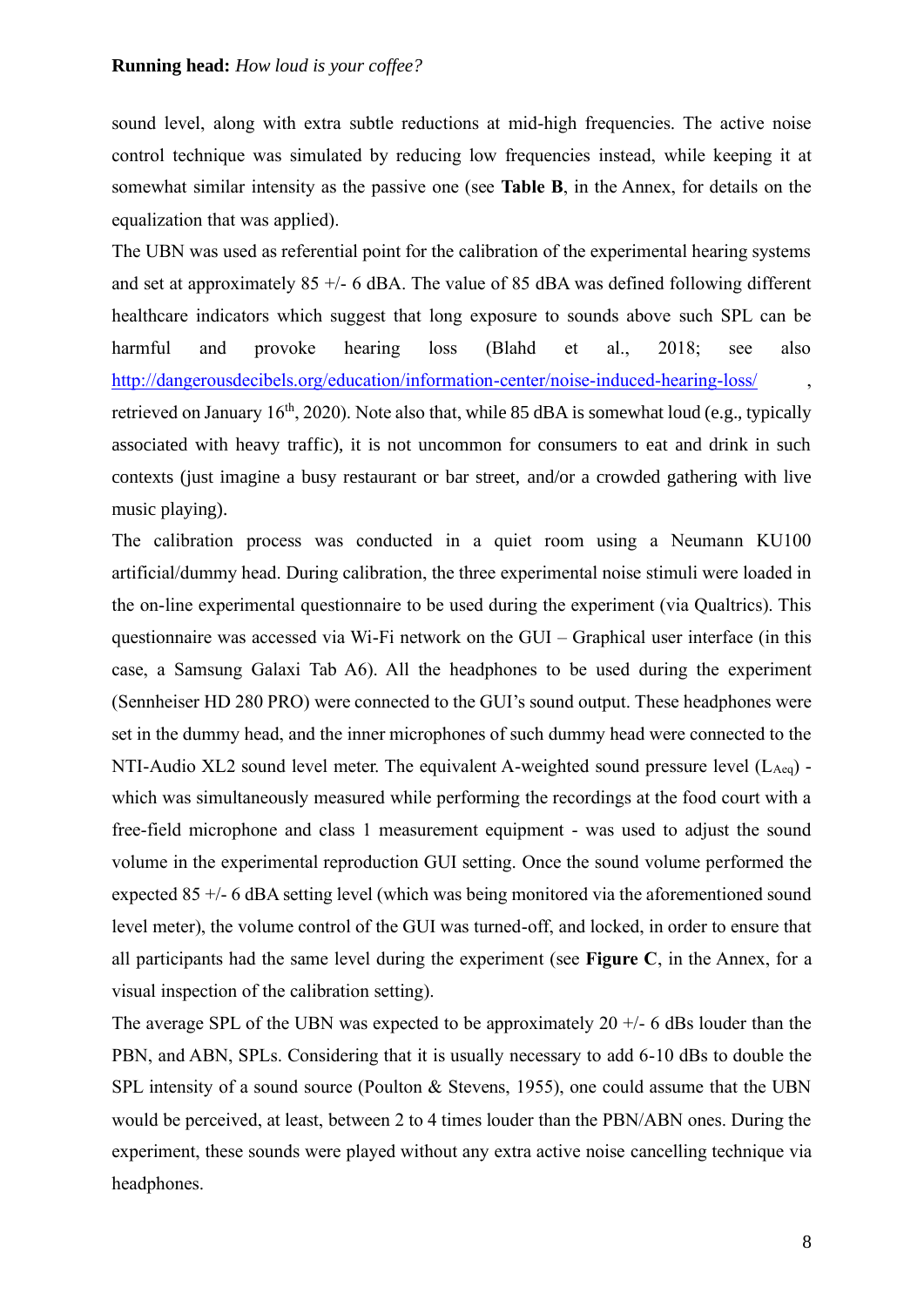sound level, along with extra subtle reductions at mid-high frequencies. The active noise control technique was simulated by reducing low frequencies instead, while keeping it at somewhat similar intensity as the passive one (see **Table B**, in the Annex, for details on the equalization that was applied).

The UBN was used as referential point for the calibration of the experimental hearing systems and set at approximately 85 +/- 6 dBA. The value of 85 dBA was defined following different healthcare indicators which suggest that long exposure to sounds above such SPL can be harmful and provoke hearing loss (Blahd et al., 2018; see also http://dangerousdecibels.org/education/information-center/noise-induced-hearing-loss/ , retrieved on January 16th, 2020). Note also that, while 85 dBA is somewhat loud (e.g., typically associated with heavy traffic), it is not uncommon for consumers to eat and drink in such contexts (just imagine a busy restaurant or bar street, and/or a crowded gathering with live music playing).

The calibration process was conducted in a quiet room using a Neumann KU100 artificial/dummy head. During calibration, the three experimental noise stimuli were loaded in the on-line experimental questionnaire to be used during the experiment (via Qualtrics). This questionnaire was accessed via Wi-Fi network on the GUI – Graphical user interface (in this case, a Samsung Galaxi Tab A6). All the headphones to be used during the experiment (Sennheiser HD 280 PRO) were connected to the GUI's sound output. These headphones were set in the dummy head, and the inner microphones of such dummy head were connected to the NTI-Audio XL2 sound level meter. The equivalent A-weighted sound pressure level ($L_{Aeq}$) - which was simultaneously measured while performing the recordings at the food court with a free-field microphone and class 1 measurement equipment - was used to adjust the sound volume in the experimental reproduction GUI setting. Once the sound volume performed the expected 85 +/- 6 dBA setting level (which was being monitored via the aforementioned sound level meter), the volume control of the GUI was turned-off, and locked, in order to ensure that all participants had the same level during the experiment (see **Figure C**, in the Annex, for a visual inspection of the calibration setting).

The average SPL of the UBN was expected to be approximately 20 +/- 6 dBs louder than the PBN, and ABN, SPLs. Considering that it is usually necessary to add 6-10 dBs to double the SPL intensity of a sound source (Poulton & Stevens, 1955), one could assume that the UBN would be perceived, at least, between 2 to 4 times louder than the PBN/ABN ones. During the experiment, these sounds were played without any extra active noise cancelling technique via headphones.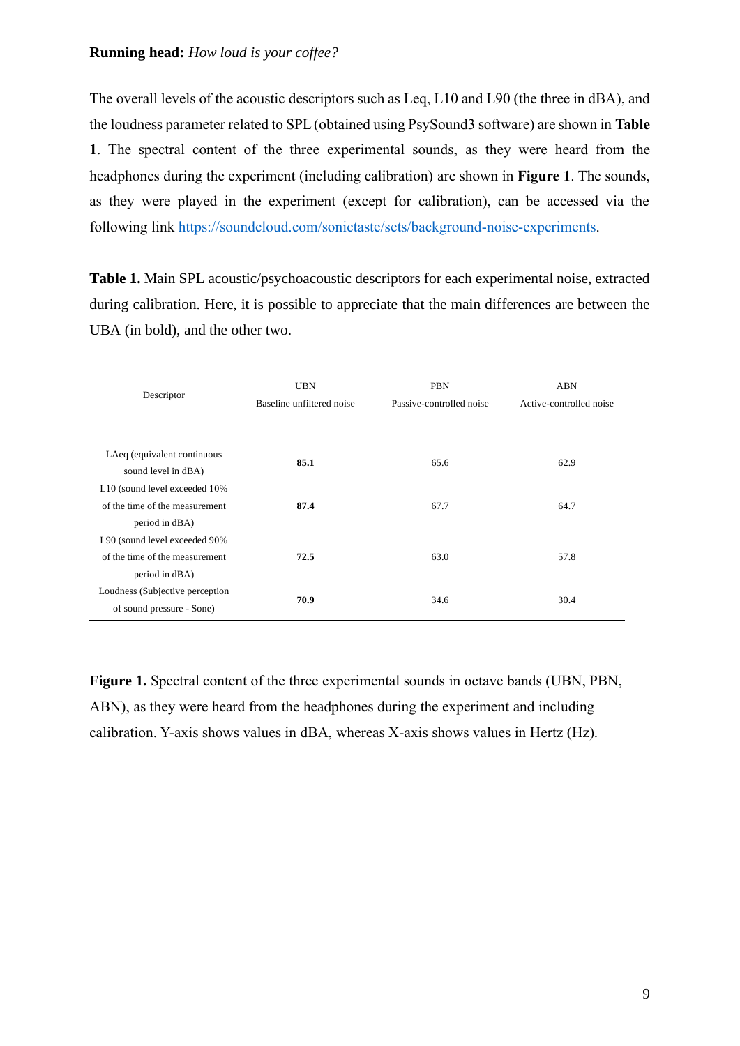The overall levels of the acoustic descriptors such as Leq, L10 and L90 (the three in dBA), and the loudness parameter related to SPL (obtained using PsySound3 software) are shown in **Table 1**. The spectral content of the three experimental sounds, as they were heard from the headphones during the experiment (including calibration) are shown in **Figure 1**. The sounds, as they were played in the experiment (except for calibration), can be accessed via the following link https://soundcloud.com/sonictaste/sets/background-noise-experiments.

**Table 1.** Main SPL acoustic/psychoacoustic descriptors for each experimental noise, extracted during calibration. Here, it is possible to appreciate that the main differences are between the UBA (in bold), and the other two.

| Descriptor | UBN Baseline unfiltered noise | PBN Passive-controlled noise | ABN Active-controlled noise |
|---|---|---|---|
| LAeq (equivalent continuous sound level in dBA) | **85.1** | 65.6 | 62.9 |
| L10 (sound level exceeded 10% of the time of the measurement period in dBA) | **87.4** | 67.7 | 64.7 |
| L90 (sound level exceeded 90% of the time of the measurement period in dBA) | **72.5** | 63.0 | 57.8 |
| Loudness (Subjective perception of sound pressure - Sone) | **70.9** | 34.6 | 30.4 |

**Figure 1.** Spectral content of the three experimental sounds in octave bands (UBN, PBN, ABN), as they were heard from the headphones during the experiment and including calibration. Y-axis shows values in dBA, whereas X-axis shows values in Hertz (Hz).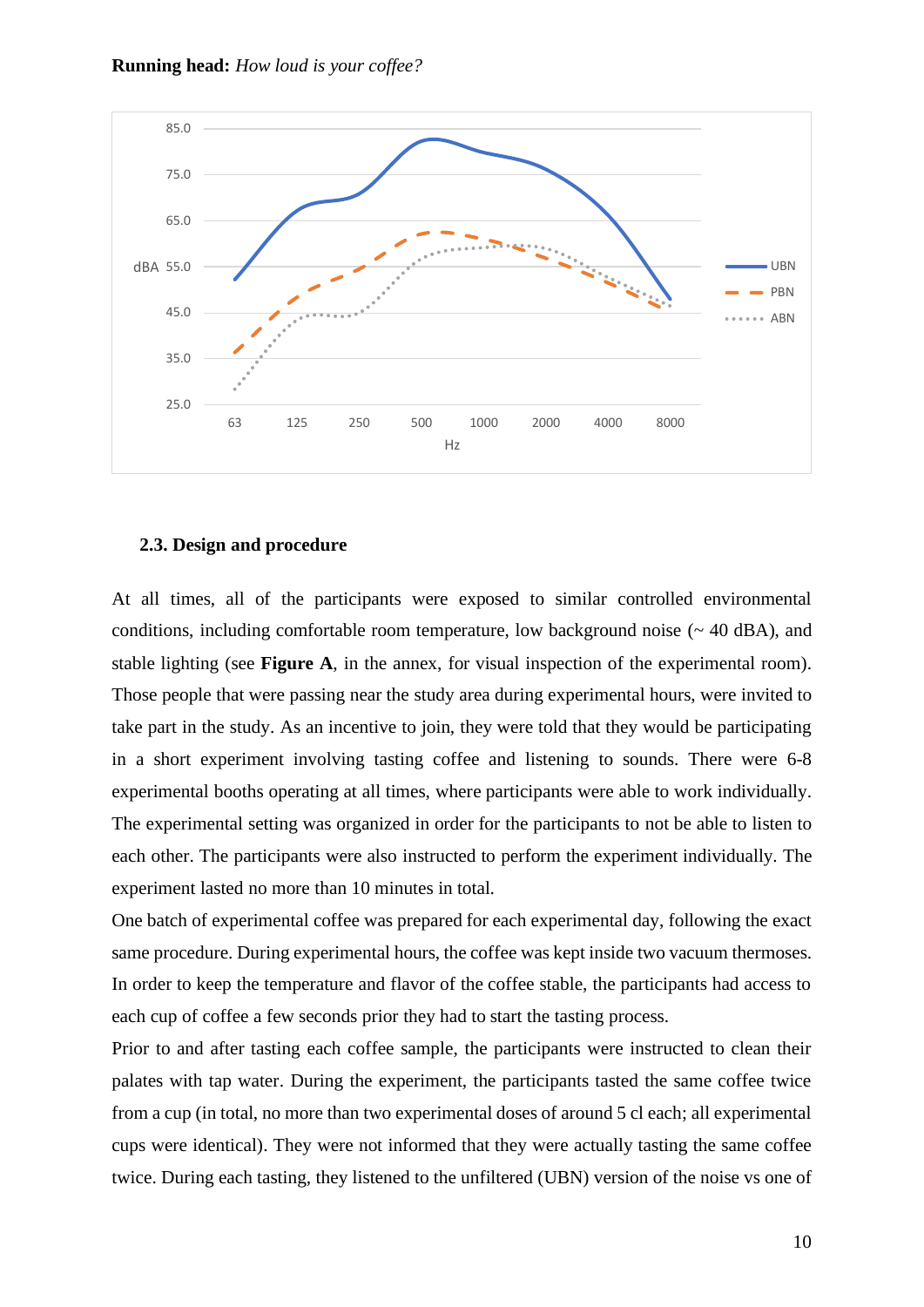## 2.3. Design and procedure

At all times, all of the participants were exposed to similar controlled environmental conditions, including comfortable room temperature, low background noise (~ 40 dBA), and stable lighting (see **Figure A**, in the annex, for visual inspection of the experimental room). Those people that were passing near the study area during experimental hours, were invited to take part in the study. As an incentive to join, they were told that they would be participating in a short experiment involving tasting coffee and listening to sounds. There were 6-8 experimental booths operating at all times, where participants were able to work individually. The experimental setting was organized in order for the participants to not be able to listen to each other. The participants were also instructed to perform the experiment individually. The experiment lasted no more than 10 minutes in total.

One batch of experimental coffee was prepared for each experimental day, following the exact same procedure. During experimental hours, the coffee was kept inside two vacuum thermoses. In order to keep the temperature and flavor of the coffee stable, the participants had access to each cup of coffee a few seconds prior they had to start the tasting process.

Prior to and after tasting each coffee sample, the participants were instructed to clean their palates with tap water. During the experiment, the participants tasted the same coffee twice from a cup (in total, no more than two experimental doses of around 5 cl each; all experimental cups were identical). They were not informed that they were actually tasting the same coffee twice. During each tasting, they listened to the unfiltered (UBN) version of the noise vs one of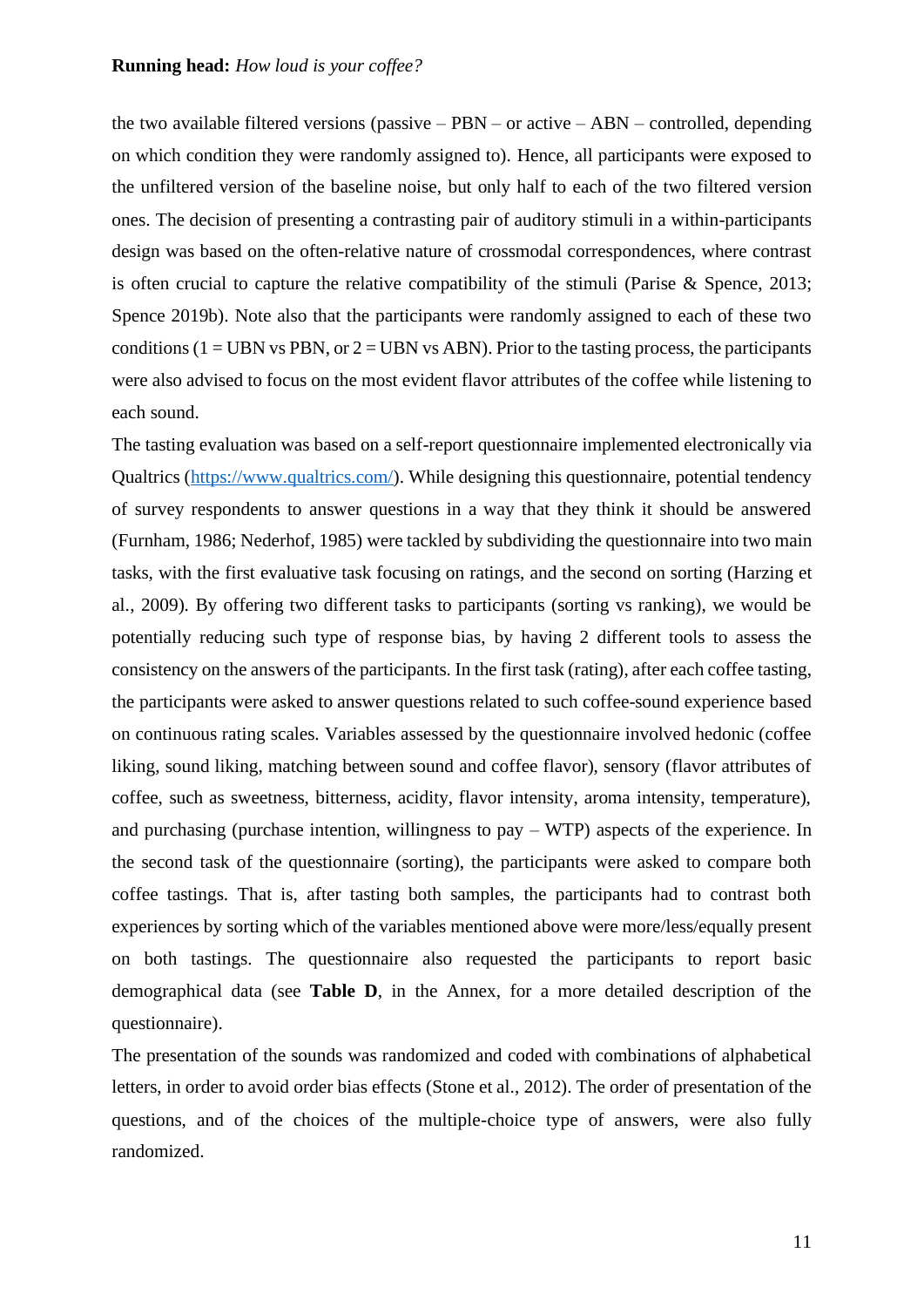the two available filtered versions (passive – PBN – or active – ABN – controlled, depending on which condition they were randomly assigned to). Hence, all participants were exposed to the unfiltered version of the baseline noise, but only half to each of the two filtered version ones. The decision of presenting a contrasting pair of auditory stimuli in a within-participants design was based on the often-relative nature of crossmodal correspondences, where contrast is often crucial to capture the relative compatibility of the stimuli (Parise & Spence, 2013; Spence 2019b). Note also that the participants were randomly assigned to each of these two conditions (1 = UBN vs PBN, or 2 = UBN vs ABN). Prior to the tasting process, the participants were also advised to focus on the most evident flavor attributes of the coffee while listening to each sound.

The tasting evaluation was based on a self-report questionnaire implemented electronically via Qualtrics (https://www.qualtrics.com/). While designing this questionnaire, potential tendency of survey respondents to answer questions in a way that they think it should be answered (Furnham, 1986; Nederhof, 1985) were tackled by subdividing the questionnaire into two main tasks, with the first evaluative task focusing on ratings, and the second on sorting (Harzing et al., 2009). By offering two different tasks to participants (sorting vs ranking), we would be potentially reducing such type of response bias, by having 2 different tools to assess the consistency on the answers of the participants. In the first task (rating), after each coffee tasting, the participants were asked to answer questions related to such coffee-sound experience based on continuous rating scales. Variables assessed by the questionnaire involved hedonic (coffee liking, sound liking, matching between sound and coffee flavor), sensory (flavor attributes of coffee, such as sweetness, bitterness, acidity, flavor intensity, aroma intensity, temperature), and purchasing (purchase intention, willingness to pay – WTP) aspects of the experience. In the second task of the questionnaire (sorting), the participants were asked to compare both coffee tastings. That is, after tasting both samples, the participants had to contrast both experiences by sorting which of the variables mentioned above were more/less/equally present on both tastings. The questionnaire also requested the participants to report basic demographical data (see **Table D**, in the Annex, for a more detailed description of the questionnaire).

The presentation of the sounds was randomized and coded with combinations of alphabetical letters, in order to avoid order bias effects (Stone et al., 2012). The order of presentation of the questions, and of the choices of the multiple-choice type of answers, were also fully randomized.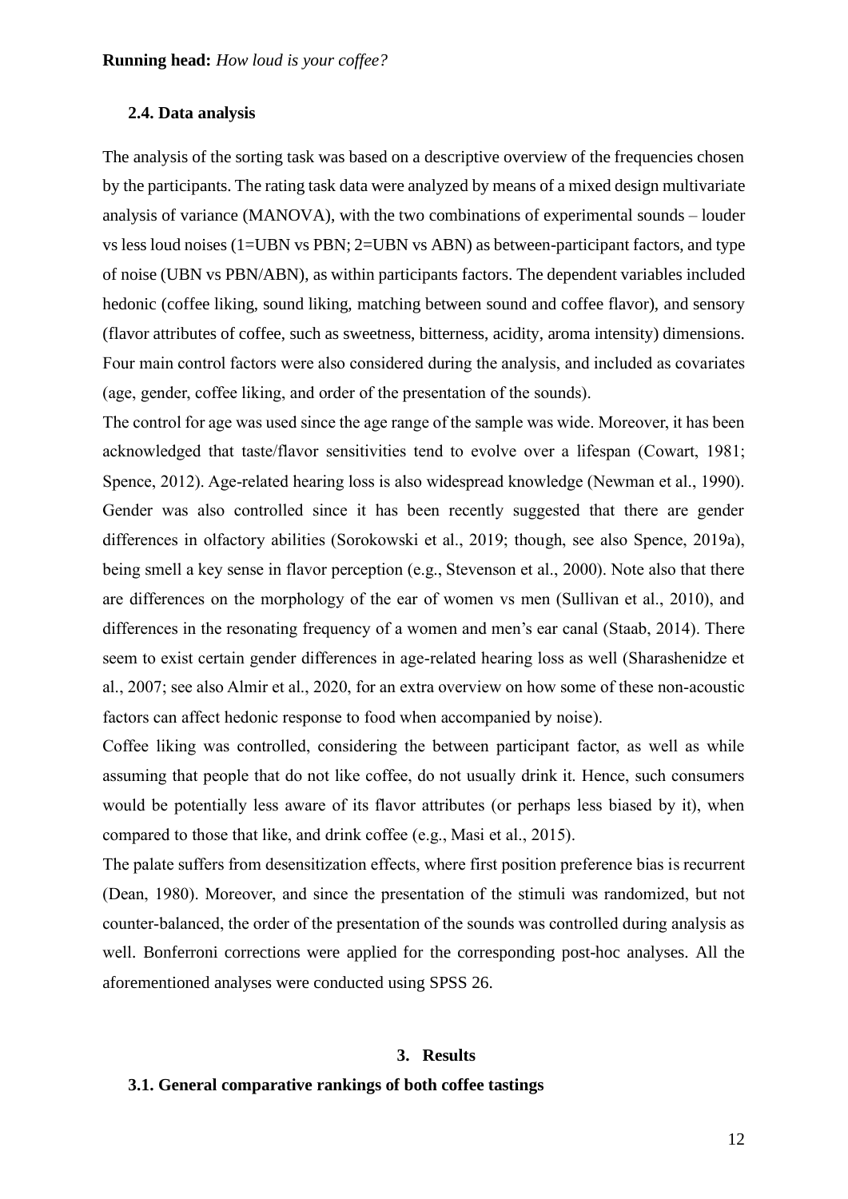### 2.4. Data analysis

The analysis of the sorting task was based on a descriptive overview of the frequencies chosen by the participants. The rating task data were analyzed by means of a mixed design multivariate analysis of variance (MANOVA), with the two combinations of experimental sounds – louder vs less loud noises (1=UBN vs PBN; 2=UBN vs ABN) as between-participant factors, and type of noise (UBN vs PBN/ABN), as within participants factors. The dependent variables included hedonic (coffee liking, sound liking, matching between sound and coffee flavor), and sensory (flavor attributes of coffee, such as sweetness, bitterness, acidity, aroma intensity) dimensions. Four main control factors were also considered during the analysis, and included as covariates (age, gender, coffee liking, and order of the presentation of the sounds).

The control for age was used since the age range of the sample was wide. Moreover, it has been acknowledged that taste/flavor sensitivities tend to evolve over a lifespan (Cowart, 1981; Spence, 2012). Age-related hearing loss is also widespread knowledge (Newman et al., 1990). Gender was also controlled since it has been recently suggested that there are gender differences in olfactory abilities (Sorokowski et al., 2019; though, see also Spence, 2019a), being smell a key sense in flavor perception (e.g., Stevenson et al., 2000). Note also that there are differences on the morphology of the ear of women vs men (Sullivan et al., 2010), and differences in the resonating frequency of a women and men's ear canal (Staab, 2014). There seem to exist certain gender differences in age-related hearing loss as well (Sharashenidze et al., 2007; see also Almir et al., 2020, for an extra overview on how some of these non-acoustic factors can affect hedonic response to food when accompanied by noise).

Coffee liking was controlled, considering the between participant factor, as well as while assuming that people that do not like coffee, do not usually drink it. Hence, such consumers would be potentially less aware of its flavor attributes (or perhaps less biased by it), when compared to those that like, and drink coffee (e.g., Masi et al., 2015).

The palate suffers from desensitization effects, where first position preference bias is recurrent (Dean, 1980). Moreover, and since the presentation of the stimuli was randomized, but not counter-balanced, the order of the presentation of the sounds was controlled during analysis as well. Bonferroni corrections were applied for the corresponding post-hoc analyses. All the aforementioned analyses were conducted using SPSS 26.

## 3. Results

### 3.1. General comparative rankings of both coffee tastings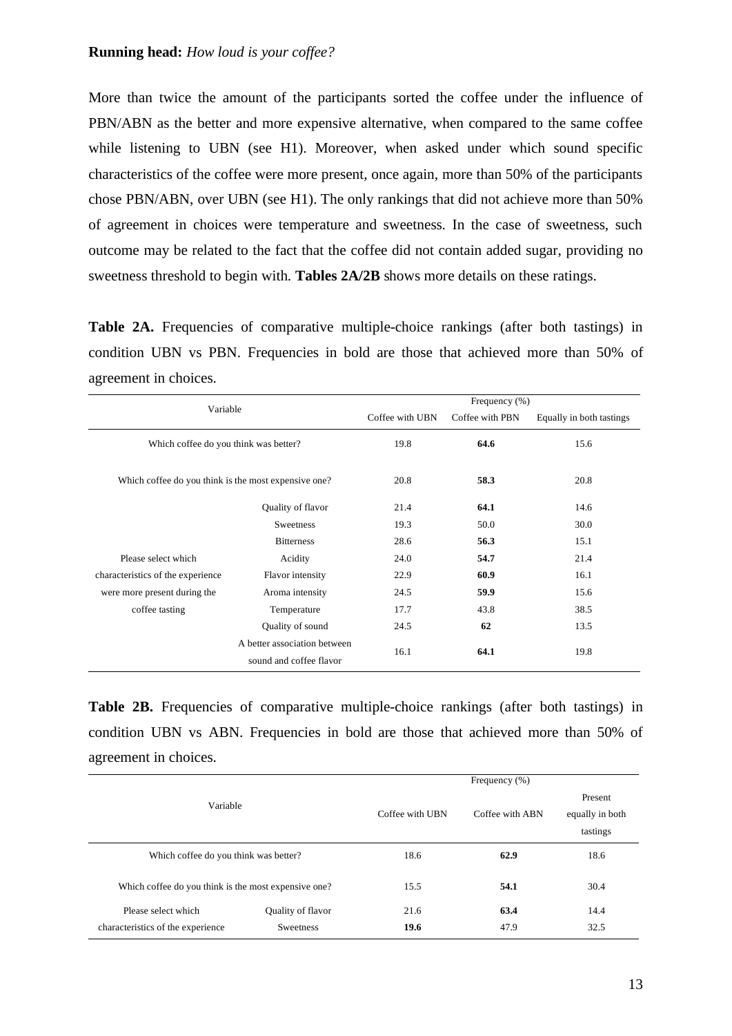More than twice the amount of the participants sorted the coffee under the influence of PBN/ABN as the better and more expensive alternative, when compared to the same coffee while listening to UBN (see H1). Moreover, when asked under which sound specific characteristics of the coffee were more present, once again, more than 50% of the participants chose PBN/ABN, over UBN (see H1). The only rankings that did not achieve more than 50% of agreement in choices were temperature and sweetness. In the case of sweetness, such outcome may be related to the fact that the coffee did not contain added sugar, providing no sweetness threshold to begin with. **Tables 2A/2B** shows more details on these ratings.

**Table 2A.** Frequencies of comparative multiple-choice rankings (after both tastings) in condition UBN vs PBN. Frequencies in bold are those that achieved more than 50% of agreement in choices.

| Variable | | Frequency (%) | | |
|---|---|---|---|---|
| | | Coffee with UBN | Coffee with PBN | Equally in both tastings |
| Which coffee do you think was better? | | 19.8 | **64.6** | 15.6 |
| Which coffee do you think is the most expensive one? | | 20.8 | **58.3** | 20.8 |
| Please select which characteristics of the experience were more present during the coffee tasting | Quality of flavor | 21.4 | **64.1** | 14.6 |
| | Sweetness | 19.3 | 50.0 | 30.0 |
| | Bitterness | 28.6 | **56.3** | 15.1 |
| | Acidity | 24.0 | **54.7** | 21.4 |
| | Flavor intensity | 22.9 | **60.9** | 16.1 |
| | Aroma intensity | 24.5 | **59.9** | 15.6 |
| | Temperature | 17.7 | 43.8 | 38.5 |
| | Quality of sound | 24.5 | **62** | 13.5 |
| | A better association between sound and coffee flavor | 16.1 | **64.1** | 19.8 |

**Table 2B.** Frequencies of comparative multiple-choice rankings (after both tastings) in condition UBN vs ABN. Frequencies in bold are those that achieved more than 50% of agreement in choices.

| Variable | | Frequency (%) | | |
|---|---|---|---|---|
| | | Coffee with UBN | Coffee with ABN | Present equally in both tastings |
| Which coffee do you think was better? | | 18.6 | **62.9** | 18.6 |
| Which coffee do you think is the most expensive one? | | 15.5 | **54.1** | 30.4 |
| Please select which characteristics of the experience | Quality of flavor | 21.6 | **63.4** | 14.4 |
| | Sweetness | **19.6** | 47.9 | 32.5 |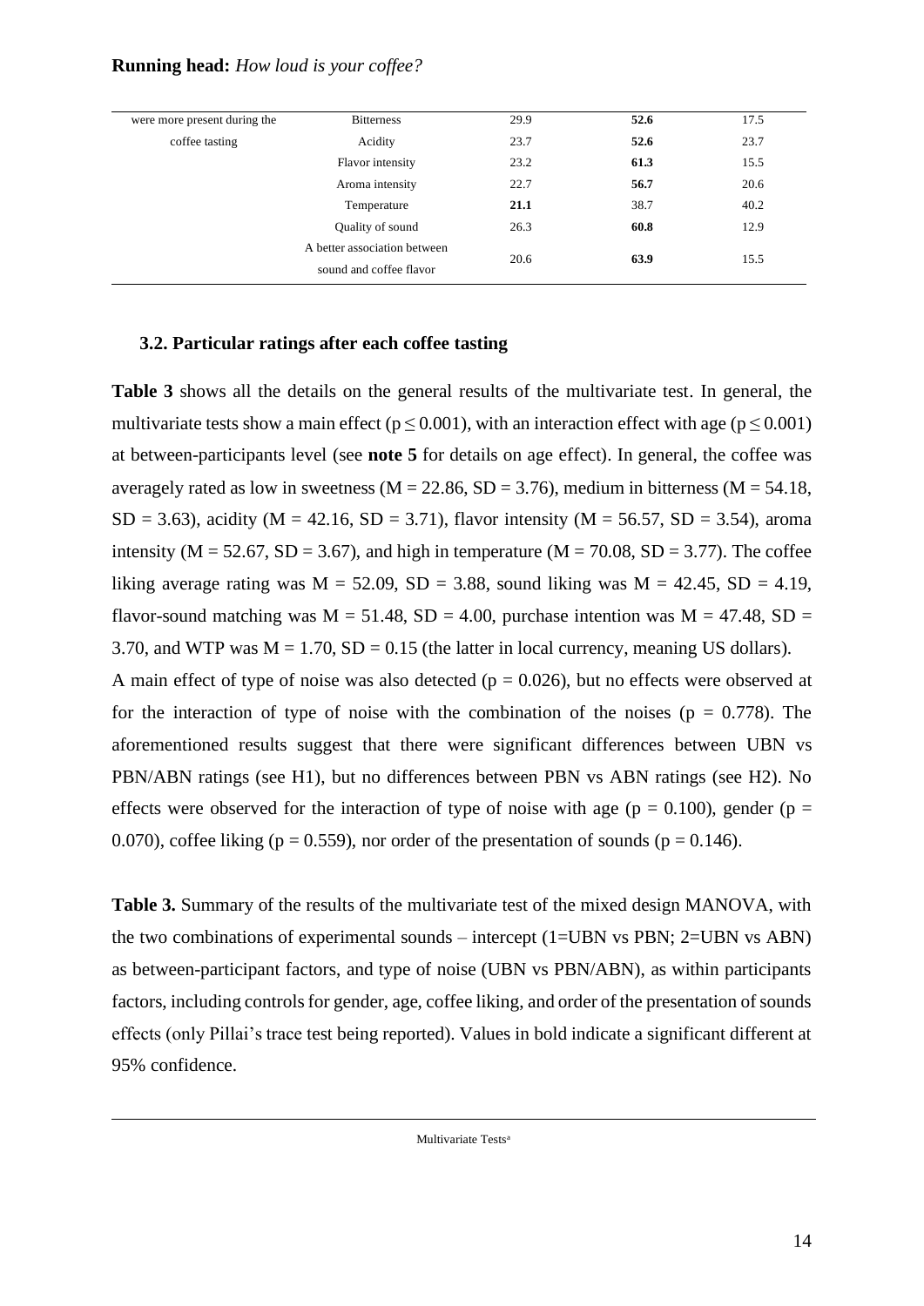| | | | | |
|---|---|---|---|---|
| were more present during the coffee tasting | Bitterness | 29.9 | **52.6** | 17.5 |
| | Acidity | 23.7 | **52.6** | 23.7 |
| | Flavor intensity | 23.2 | **61.3** | 15.5 |
| | Aroma intensity | 22.7 | **56.7** | 20.6 |
| | Temperature | **21.1** | 38.7 | 40.2 |
| | Quality of sound | 26.3 | **60.8** | 12.9 |
| | A better association between sound and coffee flavor | 20.6 | **63.9** | 15.5 |

### 3.2. Particular ratings after each coffee tasting

**Table 3** shows all the details on the general results of the multivariate test. In general, the multivariate tests show a main effect ($p \leq 0.001$), with an interaction effect with age ($p \leq 0.001$) at between-participants level (see **note 5** for details on age effect). In general, the coffee was averagely rated as low in sweetness ($M = 22.86$, $SD = 3.76$), medium in bitterness ($M = 54.18$, $SD = 3.63$), acidity ($M = 42.16$, $SD = 3.71$), flavor intensity ($M = 56.57$, $SD = 3.54$), aroma intensity ($M = 52.67$, $SD = 3.67$), and high in temperature ($M = 70.08$, $SD = 3.77$). The coffee liking average rating was $M = 52.09$, $SD = 3.88$, sound liking was $M = 42.45$, $SD = 4.19$, flavor-sound matching was $M = 51.48$, $SD = 4.00$, purchase intention was $M = 47.48$, $SD = 3.70$, and WTP was $M = 1.70$, $SD = 0.15$ (the latter in local currency, meaning US dollars).

A main effect of type of noise was also detected ($p = 0.026$), but no effects were observed at for the interaction of type of noise with the combination of the noises ($p = 0.778$). The aforementioned results suggest that there were significant differences between UBN vs PBN/ABN ratings (see H1), but no differences between PBN vs ABN ratings (see H2). No effects were observed for the interaction of type of noise with age ($p = 0.100$), gender ($p = 0.070$), coffee liking ($p = 0.559$), nor order of the presentation of sounds ($p = 0.146$).

**Table 3.** Summary of the results of the multivariate test of the mixed design MANOVA, with the two combinations of experimental sounds – intercept (1=UBN vs PBN; 2=UBN vs ABN) as between-participant factors, and type of noise (UBN vs PBN/ABN), as within participants factors, including controls for gender, age, coffee liking, and order of the presentation of sounds effects (only Pillai's trace test being reported). Values in bold indicate a significant different at 95% confidence.

Multivariate Tests[a]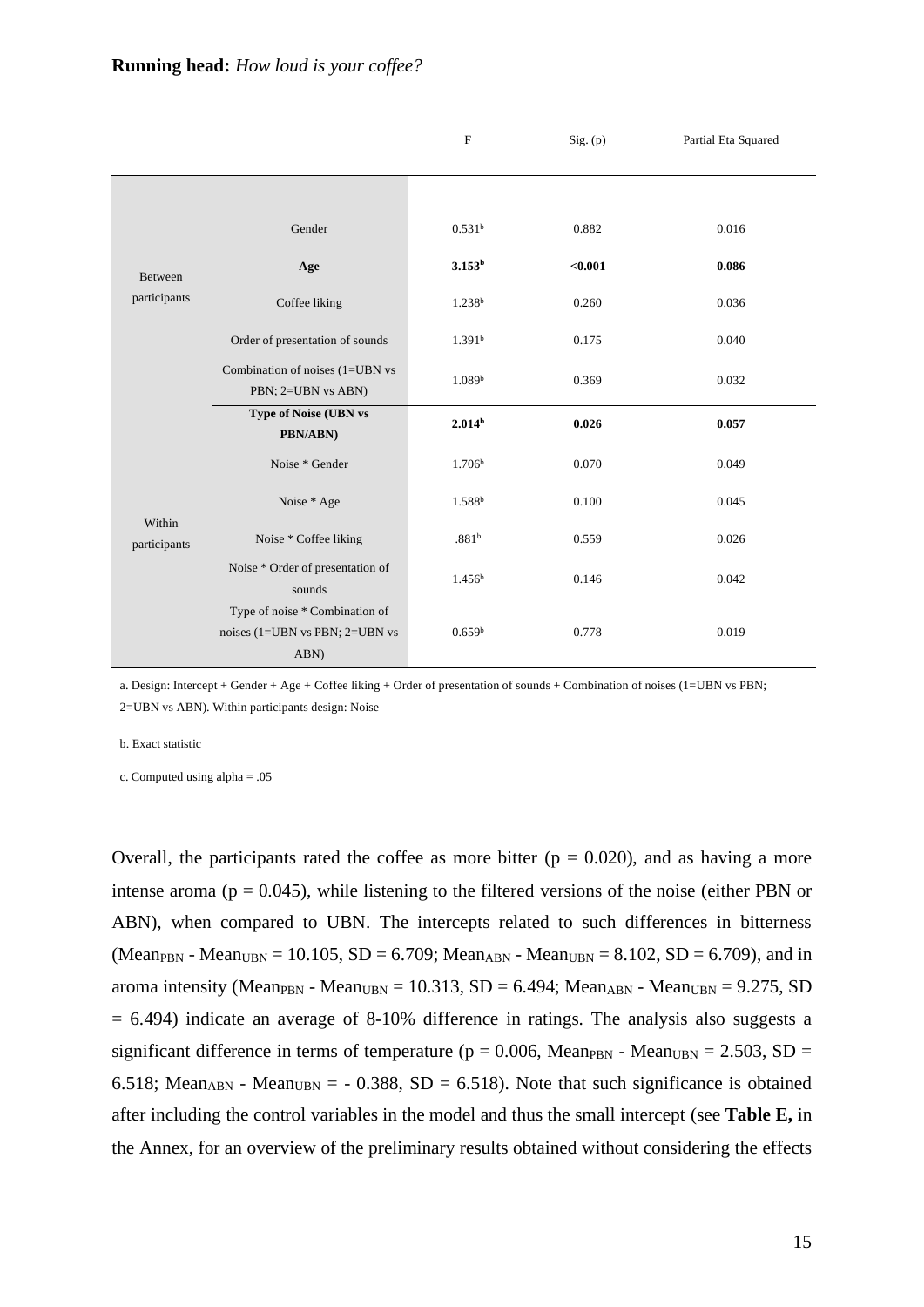| | | F | Sig. (p) | Partial Eta Squared |
|---|---|---|---|---|
| Between participants | Gender | 0.531[b] | 0.882 | 0.016 |
| | **Age** | **3.153[b]** | **<0.001** | **0.086** |
| | Coffee liking | 1.238[b] | 0.260 | 0.036 |
| | Order of presentation of sounds | 1.391[b] | 0.175 | 0.040 |
| | Combination of noises (1=UBN vs PBN; 2=UBN vs ABN) | 1.089[b] | 0.369 | 0.032 |
| Within participants | **Type of Noise (UBN vs PBN/ABN)** | **2.014[b]** | **0.026** | **0.057** |
| | Noise * Gender | 1.706[b] | 0.070 | 0.049 |
| | Noise * Age | 1.588[b] | 0.100 | 0.045 |
| | Noise * Coffee liking | .881[b] | 0.559 | 0.026 |
| | Noise * Order of presentation of sounds | 1.456[b] | 0.146 | 0.042 |
| | Type of noise * Combination of noises (1=UBN vs PBN; 2=UBN vs ABN) | 0.659[b] | 0.778 | 0.019 |

a. Design: Intercept + Gender + Age + Coffee liking + Order of presentation of sounds + Combination of noises (1=UBN vs PBN; 2=UBN vs ABN). Within participants design: Noise

b. Exact statistic

c. Computed using alpha = .05

Overall, the participants rated the coffee as more bitter ($p = 0.020$), and as having a more intense aroma ($p = 0.045$), while listening to the filtered versions of the noise (either PBN or ABN), when compared to UBN. The intercepts related to such differences in bitterness ($Mean_{PBN}$ - $Mean_{UBN}$ = 10.105, SD = 6.709; $Mean_{ABN}$ - $Mean_{UBN}$ = 8.102, SD = 6.709), and in aroma intensity ($Mean_{PBN}$ - $Mean_{UBN}$ = 10.313, SD = 6.494; $Mean_{ABN}$ - $Mean_{UBN}$ = 9.275, SD = 6.494) indicate an average of 8-10% difference in ratings. The analysis also suggests a significant difference in terms of temperature ($p = 0.006$, $Mean_{PBN}$ - $Mean_{UBN}$ = 2.503, SD = 6.518; $Mean_{ABN}$ - $Mean_{UBN}$ = - 0.388, SD = 6.518). Note that such significance is obtained after including the control variables in the model and thus the small intercept (see **Table E,** in the Annex, for an overview of the preliminary results obtained without considering the effects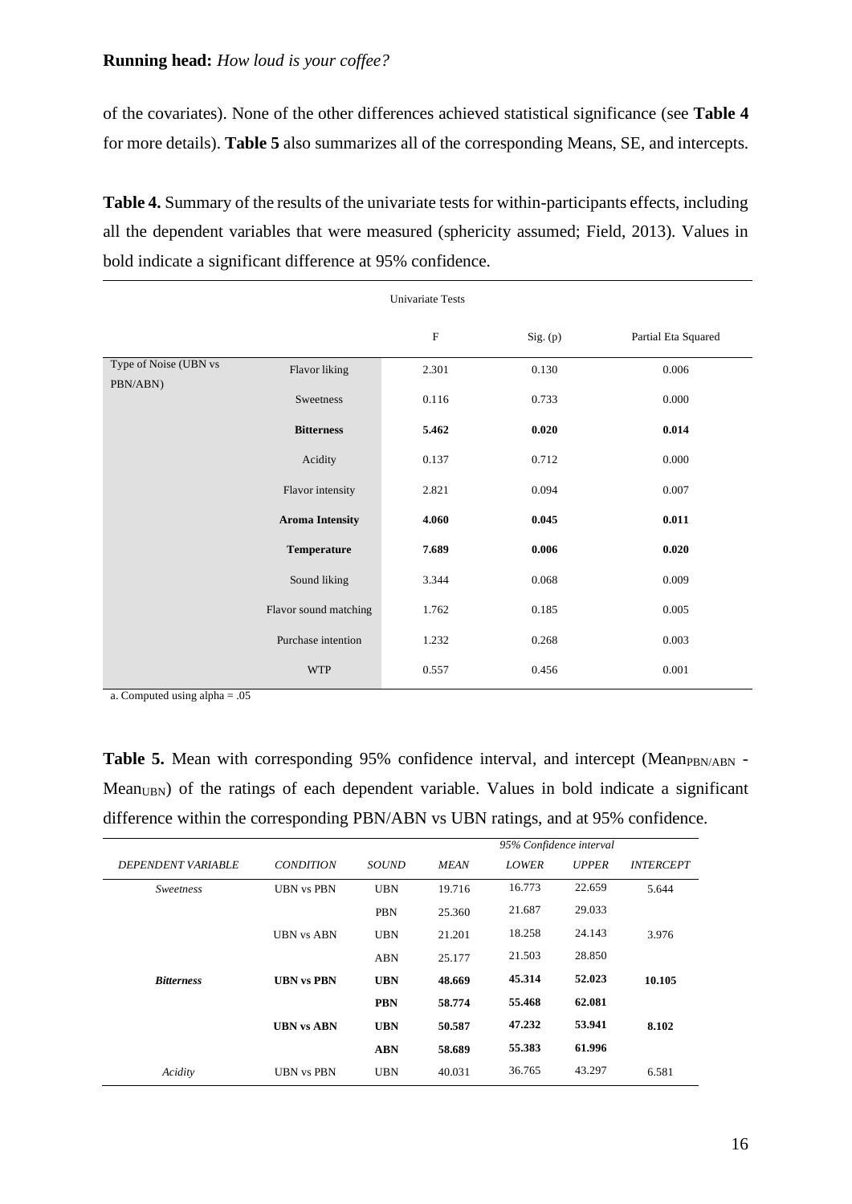of the covariates). None of the other differences achieved statistical significance (see **Table 4** for more details). **Table 5** also summarizes all of the corresponding Means, SE, and intercepts.

**Table 4.** Summary of the results of the univariate tests for within-participants effects, including all the dependent variables that were measured (sphericity assumed; Field, 2013). Values in bold indicate a significant difference at 95% confidence.

| Univariate Tests | | | | |
|---|---|---|---|---|
| | | F | Sig. (p) | Partial Eta Squared |
| Type of Noise (UBN vs PBN/ABN) | Flavor liking | 2.301 | 0.130 | 0.006 |
| | Sweetness | 0.116 | 0.733 | 0.000 |
| | **Bitterness** | **5.462** | **0.020** | **0.014** |
| | Acidity | 0.137 | 0.712 | 0.000 |
| | Flavor intensity | 2.821 | 0.094 | 0.007 |
| | **Aroma Intensity** | **4.060** | **0.045** | **0.011** |
| | **Temperature** | **7.689** | **0.006** | **0.020** |
| | Sound liking | 3.344 | 0.068 | 0.009 |
| | Flavor sound matching | 1.762 | 0.185 | 0.005 |
| | Purchase intention | 1.232 | 0.268 | 0.003 |
| | WTP | 0.557 | 0.456 | 0.001 |

a. Computed using alpha = .05

**Table 5.** Mean with corresponding 95% confidence interval, and intercept ($Mean_{PBN/ABN}$ - $Mean_{UBN}$) of the ratings of each dependent variable. Values in bold indicate a significant difference within the corresponding PBN/ABN vs UBN ratings, and at 95% confidence.

| | | | | *95% Confidence interval* | | |
|---|---|---|---|---|---|---|
| *DEPENDENT VARIABLE* | *CONDITION* | *SOUND* | *MEAN* | *LOWER* | *UPPER* | *INTERCEPT* |
| *Sweetness* | UBN vs PBN | UBN | 19.716 | 16.773 | 22.659 | 5.644 |
| | | PBN | 25.360 | 21.687 | 29.033 | |
| | UBN vs ABN | UBN | 21.201 | 18.258 | 24.143 | 3.976 |
| | | ABN | 25.177 | 21.503 | 28.850 | |
| ***Bitterness*** | **UBN vs PBN** | **UBN** | **48.669** | **45.314** | **52.023** | **10.105** |
| | | **PBN** | **58.774** | **55.468** | **62.081** | |
| | **UBN vs ABN** | **UBN** | **50.587** | **47.232** | **53.941** | **8.102** |
| | | **ABN** | **58.689** | **55.383** | **61.996** | |
| *Acidity* | UBN vs PBN | UBN | 40.031 | 36.765 | 43.297 | 6.581 |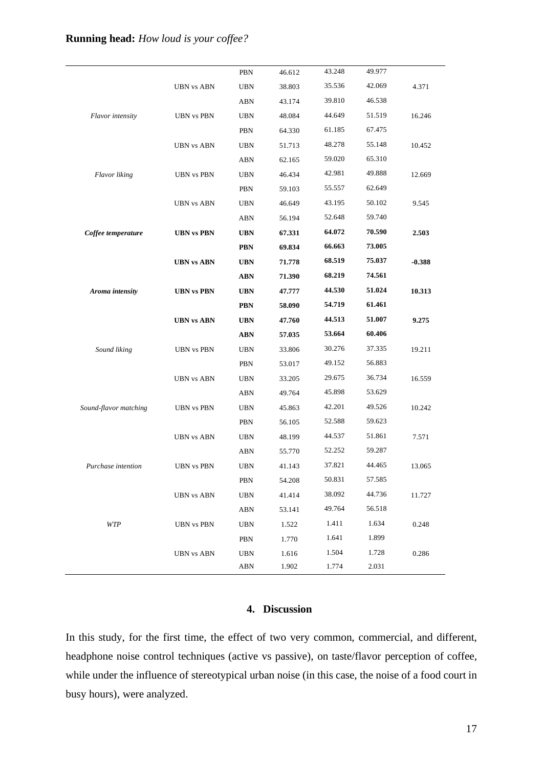| | | | | | | |
|---|---|---|---|---|---|---|
| | | PBN | 46.612 | 43.248 | 49.977 | |
| | UBN vs ABN | UBN | 38.803 | 35.536 | 42.069 | 4.371 |
| | | ABN | 43.174 | 39.810 | 46.538 | |
| *Flavor intensity* | UBN vs PBN | UBN | 48.084 | 44.649 | 51.519 | 16.246 |
| | | PBN | 64.330 | 61.185 | 67.475 | |
| | UBN vs ABN | UBN | 51.713 | 48.278 | 55.148 | 10.452 |
| | | ABN | 62.165 | 59.020 | 65.310 | |
| *Flavor liking* | UBN vs PBN | UBN | 46.434 | 42.981 | 49.888 | 12.669 |
| | | PBN | 59.103 | 55.557 | 62.649 | |
| | UBN vs ABN | UBN | 46.649 | 43.195 | 50.102 | 9.545 |
| | | ABN | 56.194 | 52.648 | 59.740 | |
| ***Coffee temperature*** | **UBN vs PBN** | **UBN** | **67.331** | **64.072** | **70.590** | **2.503** |
| | | **PBN** | **69.834** | **66.663** | **73.005** | |
| | **UBN vs ABN** | **UBN** | **71.778** | **68.519** | **75.037** | **-0.388** |
| | | **ABN** | **71.390** | **68.219** | **74.561** | |
| ***Aroma intensity*** | **UBN vs PBN** | **UBN** | **47.777** | **44.530** | **51.024** | **10.313** |
| | | **PBN** | **58.090** | **54.719** | **61.461** | |
| | **UBN vs ABN** | **UBN** | **47.760** | **44.513** | **51.007** | **9.275** |
| | | **ABN** | **57.035** | **53.664** | **60.406** | |
| *Sound liking* | UBN vs PBN | UBN | 33.806 | 30.276 | 37.335 | 19.211 |
| | | PBN | 53.017 | 49.152 | 56.883 | |
| | UBN vs ABN | UBN | 33.205 | 29.675 | 36.734 | 16.559 |
| | | ABN | 49.764 | 45.898 | 53.629 | |
| *Sound-flavor matching* | UBN vs PBN | UBN | 45.863 | 42.201 | 49.526 | 10.242 |
| | | PBN | 56.105 | 52.588 | 59.623 | |
| | UBN vs ABN | UBN | 48.199 | 44.537 | 51.861 | 7.571 |
| | | ABN | 55.770 | 52.252 | 59.287 | |
| *Purchase intention* | UBN vs PBN | UBN | 41.143 | 37.821 | 44.465 | 13.065 |
| | | PBN | 54.208 | 50.831 | 57.585 | |
| | UBN vs ABN | UBN | 41.414 | 38.092 | 44.736 | 11.727 |
| | | ABN | 53.141 | 49.764 | 56.518 | |
| *WTP* | UBN vs PBN | UBN | 1.522 | 1.411 | 1.634 | 0.248 |
| | | PBN | 1.770 | 1.641 | 1.899 | |
| | UBN vs ABN | UBN | 1.616 | 1.504 | 1.728 | 0.286 |
| | | ABN | 1.902 | 1.774 | 2.031 | |

## 4. Discussion

In this study, for the first time, the effect of two very common, commercial, and different, headphone noise control techniques (active vs passive), on taste/flavor perception of coffee, while under the influence of stereotypical urban noise (in this case, the noise of a food court in busy hours), were analyzed.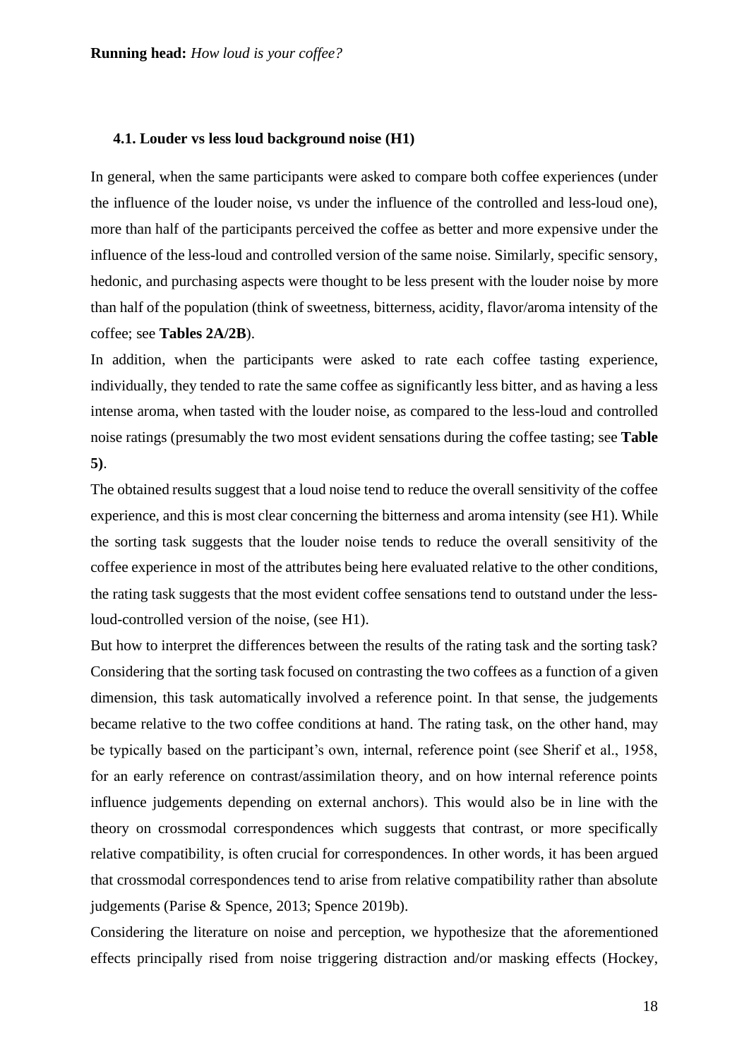### 4.1. Louder vs less loud background noise (H1)

In general, when the same participants were asked to compare both coffee experiences (under the influence of the louder noise, vs under the influence of the controlled and less-loud one), more than half of the participants perceived the coffee as better and more expensive under the influence of the less-loud and controlled version of the same noise. Similarly, specific sensory, hedonic, and purchasing aspects were thought to be less present with the louder noise by more than half of the population (think of sweetness, bitterness, acidity, flavor/aroma intensity of the coffee; see **Tables 2A/2B**).

In addition, when the participants were asked to rate each coffee tasting experience, individually, they tended to rate the same coffee as significantly less bitter, and as having a less intense aroma, when tasted with the louder noise, as compared to the less-loud and controlled noise ratings (presumably the two most evident sensations during the coffee tasting; see **Table 5)**.

The obtained results suggest that a loud noise tend to reduce the overall sensitivity of the coffee experience, and this is most clear concerning the bitterness and aroma intensity (see H1). While the sorting task suggests that the louder noise tends to reduce the overall sensitivity of the coffee experience in most of the attributes being here evaluated relative to the other conditions, the rating task suggests that the most evident coffee sensations tend to outstand under the less-loud-controlled version of the noise, (see H1).

But how to interpret the differences between the results of the rating task and the sorting task? Considering that the sorting task focused on contrasting the two coffees as a function of a given dimension, this task automatically involved a reference point. In that sense, the judgements became relative to the two coffee conditions at hand. The rating task, on the other hand, may be typically based on the participant's own, internal, reference point (see Sherif et al., 1958, for an early reference on contrast/assimilation theory, and on how internal reference points influence judgements depending on external anchors). This would also be in line with the theory on crossmodal correspondences which suggests that contrast, or more specifically relative compatibility, is often crucial for correspondences. In other words, it has been argued that crossmodal correspondences tend to arise from relative compatibility rather than absolute judgements (Parise & Spence, 2013; Spence 2019b).

Considering the literature on noise and perception, we hypothesize that the aforementioned effects principally rised from noise triggering distraction and/or masking effects (Hockey,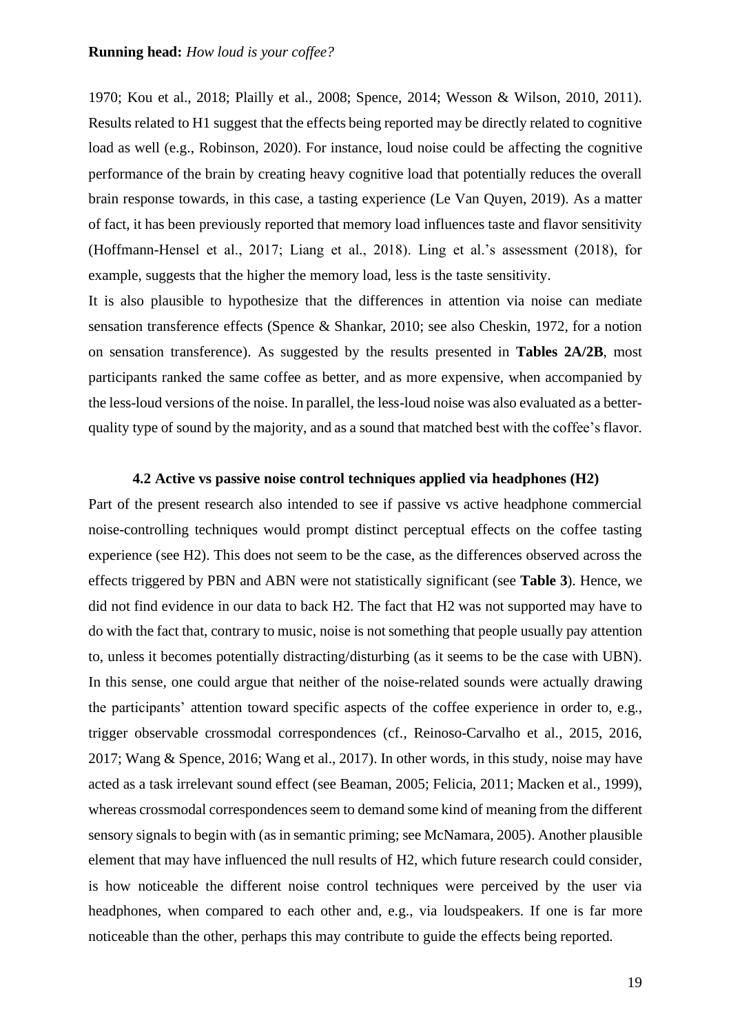1970; Kou et al., 2018; Plailly et al., 2008; Spence, 2014; Wesson & Wilson, 2010, 2011). Results related to H1 suggest that the effects being reported may be directly related to cognitive load as well (e.g., Robinson, 2020). For instance, loud noise could be affecting the cognitive performance of the brain by creating heavy cognitive load that potentially reduces the overall brain response towards, in this case, a tasting experience (Le Van Quyen, 2019). As a matter of fact, it has been previously reported that memory load influences taste and flavor sensitivity (Hoffmann-Hensel et al., 2017; Liang et al., 2018). Ling et al.'s assessment (2018), for example, suggests that the higher the memory load, less is the taste sensitivity.

It is also plausible to hypothesize that the differences in attention via noise can mediate sensation transference effects (Spence & Shankar, 2010; see also Cheskin, 1972, for a notion on sensation transference). As suggested by the results presented in **Tables 2A/2B**, most participants ranked the same coffee as better, and as more expensive, when accompanied by the less-loud versions of the noise. In parallel, the less-loud noise was also evaluated as a better-quality type of sound by the majority, and as a sound that matched best with the coffee's flavor.

### 4.2 Active vs passive noise control techniques applied via headphones (H2)

Part of the present research also intended to see if passive vs active headphone commercial noise-controlling techniques would prompt distinct perceptual effects on the coffee tasting experience (see H2). This does not seem to be the case, as the differences observed across the effects triggered by PBN and ABN were not statistically significant (see **Table 3**). Hence, we did not find evidence in our data to back H2. The fact that H2 was not supported may have to do with the fact that, contrary to music, noise is not something that people usually pay attention to, unless it becomes potentially distracting/disturbing (as it seems to be the case with UBN). In this sense, one could argue that neither of the noise-related sounds were actually drawing the participants' attention toward specific aspects of the coffee experience in order to, e.g., trigger observable crossmodal correspondences (cf., Reinoso-Carvalho et al., 2015, 2016, 2017; Wang & Spence, 2016; Wang et al., 2017). In other words, in this study, noise may have acted as a task irrelevant sound effect (see Beaman, 2005; Felicia, 2011; Macken et al., 1999), whereas crossmodal correspondences seem to demand some kind of meaning from the different sensory signals to begin with (as in semantic priming; see McNamara, 2005). Another plausible element that may have influenced the null results of H2, which future research could consider, is how noticeable the different noise control techniques were perceived by the user via headphones, when compared to each other and, e.g., via loudspeakers. If one is far more noticeable than the other, perhaps this may contribute to guide the effects being reported.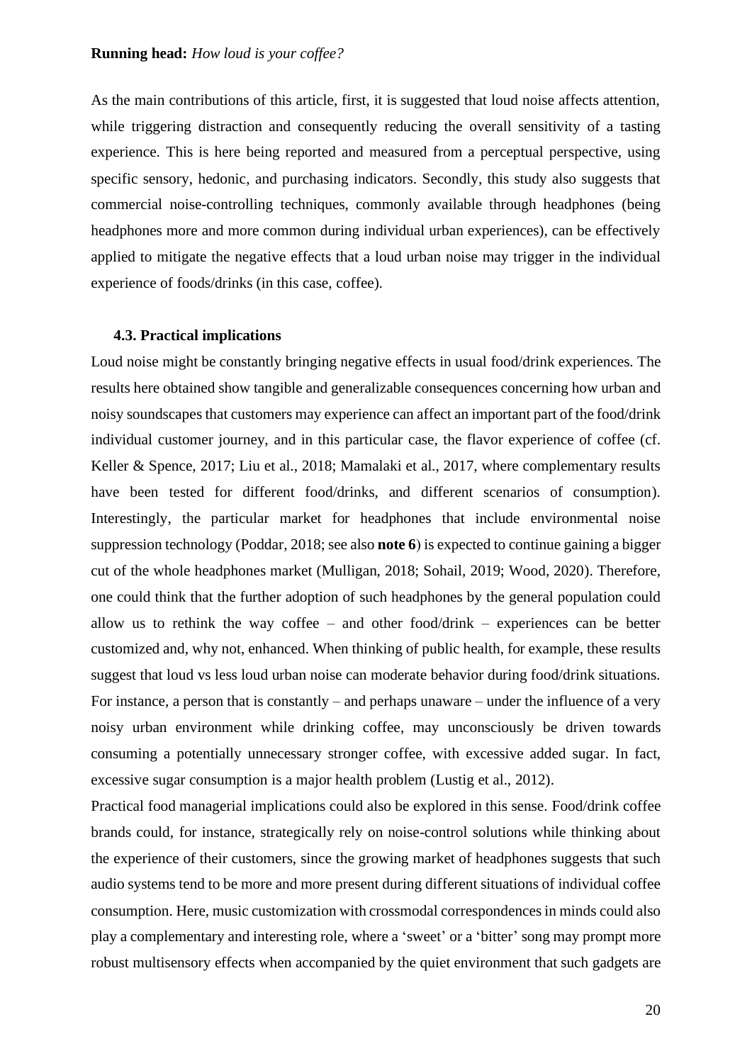As the main contributions of this article, first, it is suggested that loud noise affects attention, while triggering distraction and consequently reducing the overall sensitivity of a tasting experience. This is here being reported and measured from a perceptual perspective, using specific sensory, hedonic, and purchasing indicators. Secondly, this study also suggests that commercial noise-controlling techniques, commonly available through headphones (being headphones more and more common during individual urban experiences), can be effectively applied to mitigate the negative effects that a loud urban noise may trigger in the individual experience of foods/drinks (in this case, coffee).

### 4.3. Practical implications

Loud noise might be constantly bringing negative effects in usual food/drink experiences. The results here obtained show tangible and generalizable consequences concerning how urban and noisy soundscapes that customers may experience can affect an important part of the food/drink individual customer journey, and in this particular case, the flavor experience of coffee (cf. Keller & Spence, 2017; Liu et al., 2018; Mamalaki et al., 2017, where complementary results have been tested for different food/drinks, and different scenarios of consumption). Interestingly, the particular market for headphones that include environmental noise suppression technology (Poddar, 2018; see also **note 6**) is expected to continue gaining a bigger cut of the whole headphones market (Mulligan, 2018; Sohail, 2019; Wood, 2020). Therefore, one could think that the further adoption of such headphones by the general population could allow us to rethink the way coffee – and other food/drink – experiences can be better customized and, why not, enhanced. When thinking of public health, for example, these results suggest that loud vs less loud urban noise can moderate behavior during food/drink situations. For instance, a person that is constantly – and perhaps unaware – under the influence of a very noisy urban environment while drinking coffee, may unconsciously be driven towards consuming a potentially unnecessary stronger coffee, with excessive added sugar. In fact, excessive sugar consumption is a major health problem (Lustig et al., 2012).

Practical food managerial implications could also be explored in this sense. Food/drink coffee brands could, for instance, strategically rely on noise-control solutions while thinking about the experience of their customers, since the growing market of headphones suggests that such audio systems tend to be more and more present during different situations of individual coffee consumption. Here, music customization with crossmodal correspondences in minds could also play a complementary and interesting role, where a 'sweet' or a 'bitter' song may prompt more robust multisensory effects when accompanied by the quiet environment that such gadgets are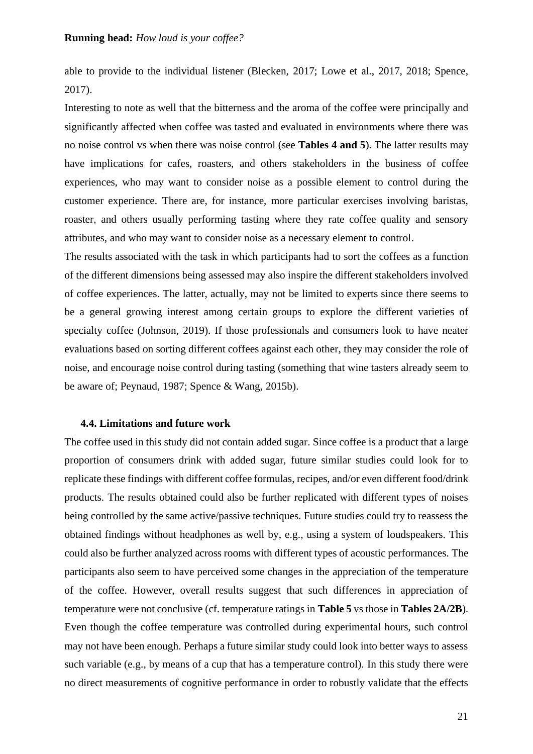able to provide to the individual listener (Blecken, 2017; Lowe et al., 2017, 2018; Spence, 2017).

Interesting to note as well that the bitterness and the aroma of the coffee were principally and significantly affected when coffee was tasted and evaluated in environments where there was no noise control vs when there was noise control (see **Tables 4 and 5**). The latter results may have implications for cafes, roasters, and others stakeholders in the business of coffee experiences, who may want to consider noise as a possible element to control during the customer experience. There are, for instance, more particular exercises involving baristas, roaster, and others usually performing tasting where they rate coffee quality and sensory attributes, and who may want to consider noise as a necessary element to control.

The results associated with the task in which participants had to sort the coffees as a function of the different dimensions being assessed may also inspire the different stakeholders involved of coffee experiences. The latter, actually, may not be limited to experts since there seems to be a general growing interest among certain groups to explore the different varieties of specialty coffee (Johnson, 2019). If those professionals and consumers look to have neater evaluations based on sorting different coffees against each other, they may consider the role of noise, and encourage noise control during tasting (something that wine tasters already seem to be aware of; Peynaud, 1987; Spence & Wang, 2015b).

### 4.4. Limitations and future work

The coffee used in this study did not contain added sugar. Since coffee is a product that a large proportion of consumers drink with added sugar, future similar studies could look for to replicate these findings with different coffee formulas, recipes, and/or even different food/drink products. The results obtained could also be further replicated with different types of noises being controlled by the same active/passive techniques. Future studies could try to reassess the obtained findings without headphones as well by, e.g., using a system of loudspeakers. This could also be further analyzed across rooms with different types of acoustic performances. The participants also seem to have perceived some changes in the appreciation of the temperature of the coffee. However, overall results suggest that such differences in appreciation of temperature were not conclusive (cf. temperature ratings in **Table 5** vs those in **Tables 2A/2B**). Even though the coffee temperature was controlled during experimental hours, such control may not have been enough. Perhaps a future similar study could look into better ways to assess such variable (e.g., by means of a cup that has a temperature control). In this study there were no direct measurements of cognitive performance in order to robustly validate that the effects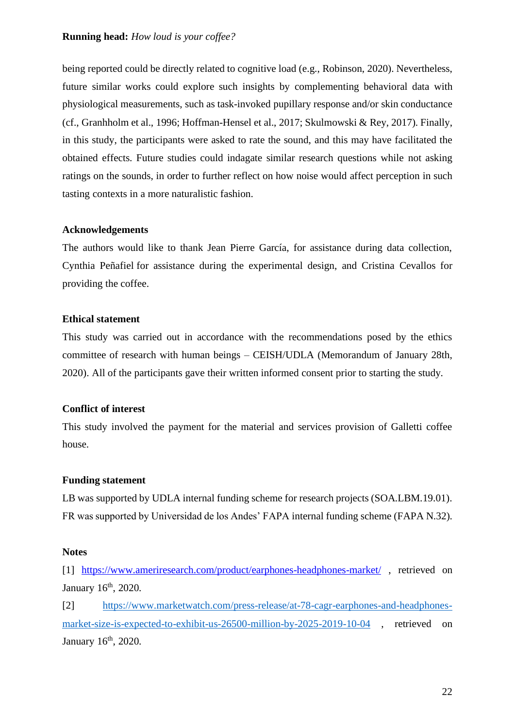being reported could be directly related to cognitive load (e.g., Robinson, 2020). Nevertheless, future similar works could explore such insights by complementing behavioral data with physiological measurements, such as task-invoked pupillary response and/or skin conductance (cf., Granhholm et al., 1996; Hoffman-Hensel et al., 2017; Skulmowski & Rey, 2017). Finally, in this study, the participants were asked to rate the sound, and this may have facilitated the obtained effects. Future studies could indagate similar research questions while not asking ratings on the sounds, in order to further reflect on how noise would affect perception in such tasting contexts in a more naturalistic fashion.

## Acknowledgements

The authors would like to thank Jean Pierre García, for assistance during data collection, Cynthia Peñafiel for assistance during the experimental design, and Cristina Cevallos for providing the coffee.

## Ethical statement

This study was carried out in accordance with the recommendations posed by the ethics committee of research with human beings – CEISH/UDLA (Memorandum of January 28th, 2020). All of the participants gave their written informed consent prior to starting the study.

## Conflict of interest

This study involved the payment for the material and services provision of Galletti coffee house.

## Funding statement

LB was supported by UDLA internal funding scheme for research projects (SOA.LBM.19.01). FR was supported by Universidad de los Andes' FAPA internal funding scheme (FAPA N.32).

## Notes

[1] https://www.ameriresearch.com/product/earphones-headphones-market/ , retrieved on January 16th, 2020.

[2] https://www.marketwatch.com/press-release/at-78-cagr-earphones-and-headphones-market-size-is-expected-to-exhibit-us-26500-million-by-2025-2019-10-04 , retrieved on January 16th, 2020.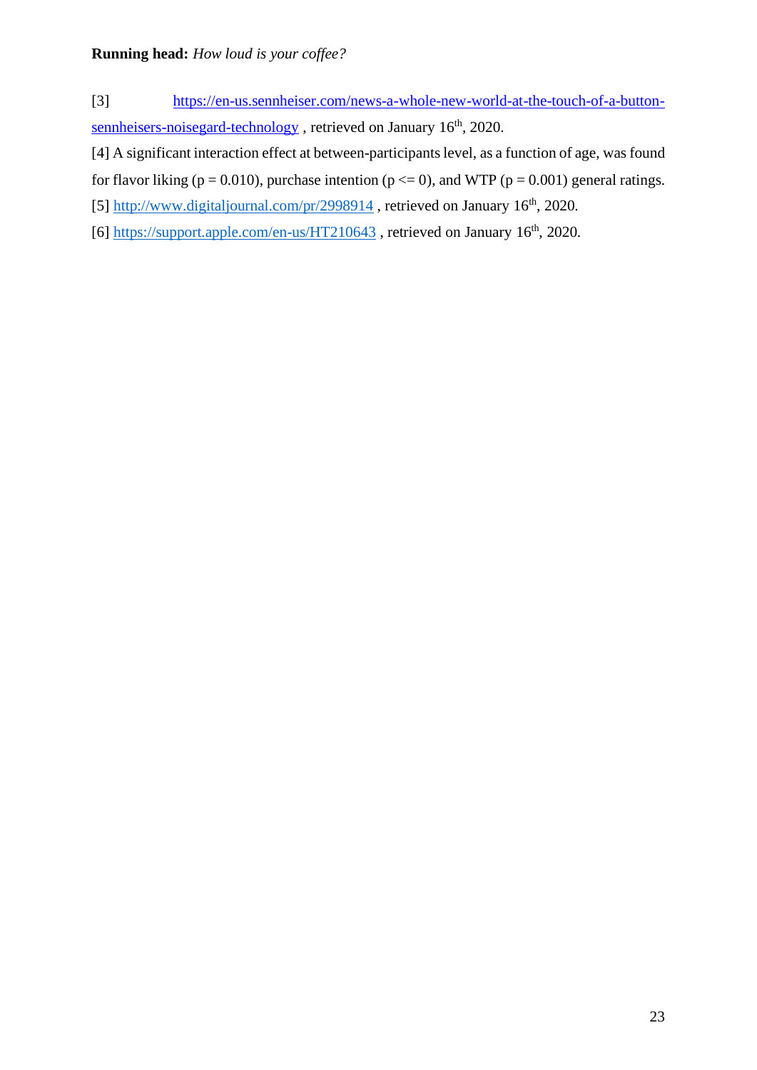[3] https://en-us.sennheiser.com/news-a-whole-new-world-at-the-touch-of-a-button-sennheisers-noisegard-technology , retrieved on January 16th, 2020.

[4] A significant interaction effect at between-participants level, as a function of age, was found for flavor liking ($p = 0.010$), purchase intention ($p <= 0$), and WTP ($p = 0.001$) general ratings.

[5] http://www.digitaljournal.com/pr/2998914 , retrieved on January 16th, 2020.

[6] https://support.apple.com/en-us/HT210643 , retrieved on January 16th, 2020.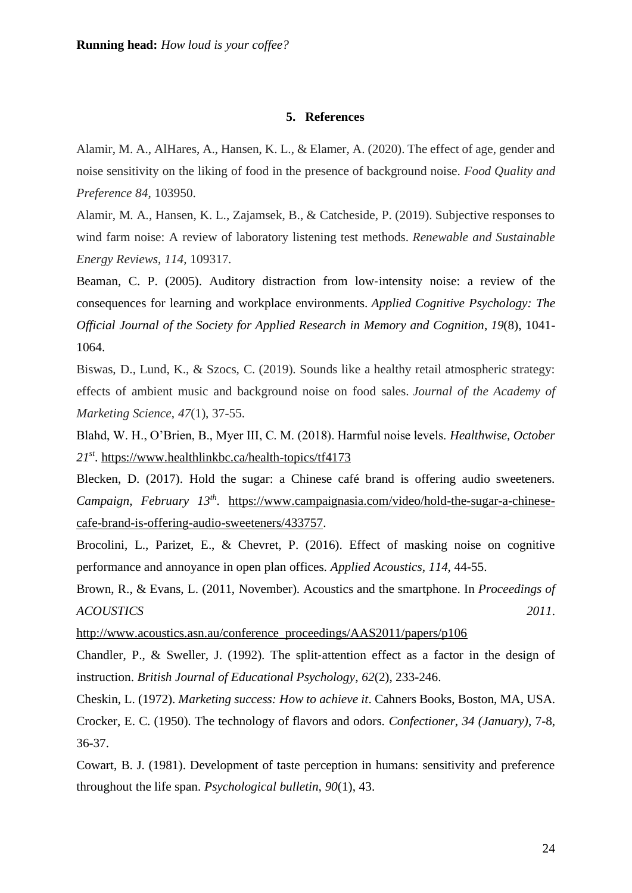## 5. References

Alamir, M. A., AlHares, A., Hansen, K. L., & Elamer, A. (2020). The effect of age, gender and noise sensitivity on the liking of food in the presence of background noise. *Food Quality and Preference 84*, 103950.

Alamir, M. A., Hansen, K. L., Zajamsek, B., & Catcheside, P. (2019). Subjective responses to wind farm noise: A review of laboratory listening test methods. *Renewable and Sustainable Energy Reviews*, *114*, 109317.

Beaman, C. P. (2005). Auditory distraction from low‐intensity noise: a review of the consequences for learning and workplace environments. *Applied Cognitive Psychology: The Official Journal of the Society for Applied Research in Memory and Cognition*, *19*(8), 1041-1064.

Biswas, D., Lund, K., & Szocs, C. (2019). Sounds like a healthy retail atmospheric strategy: effects of ambient music and background noise on food sales. *Journal of the Academy of Marketing Science*, *47*(1), 37-55.

Blahd, W. H., O'Brien, B., Myer III, C. M. (2018). Harmful noise levels. *Healthwise*, *October 21st*. https://www.healthlinkbc.ca/health-topics/tf4173

Blecken, D. (2017). Hold the sugar: a Chinese café brand is offering audio sweeteners. *Campaign*, *February 13th*. https://www.campaignasia.com/video/hold-the-sugar-a-chinese-cafe-brand-is-offering-audio-sweeteners/433757.

Brocolini, L., Parizet, E., & Chevret, P. (2016). Effect of masking noise on cognitive performance and annoyance in open plan offices. *Applied Acoustics*, *114*, 44-55.

Brown, R., & Evans, L. (2011, November). Acoustics and the smartphone. In *Proceedings of ACOUSTICS 2011*. http://www.acoustics.asn.au/conference_proceedings/AAS2011/papers/p106

Chandler, P., & Sweller, J. (1992). The split‐attention effect as a factor in the design of instruction. *British Journal of Educational Psychology*, *62*(2), 233-246.

Cheskin, L. (1972). *Marketing success: How to achieve it*. Cahners Books, Boston, MA, USA.

Crocker, E. C. (1950). The technology of flavors and odors. *Confectioner, 34 (January)*, 7-8, 36-37.

Cowart, B. J. (1981). Development of taste perception in humans: sensitivity and preference throughout the life span. *Psychological bulletin*, *90*(1), 43.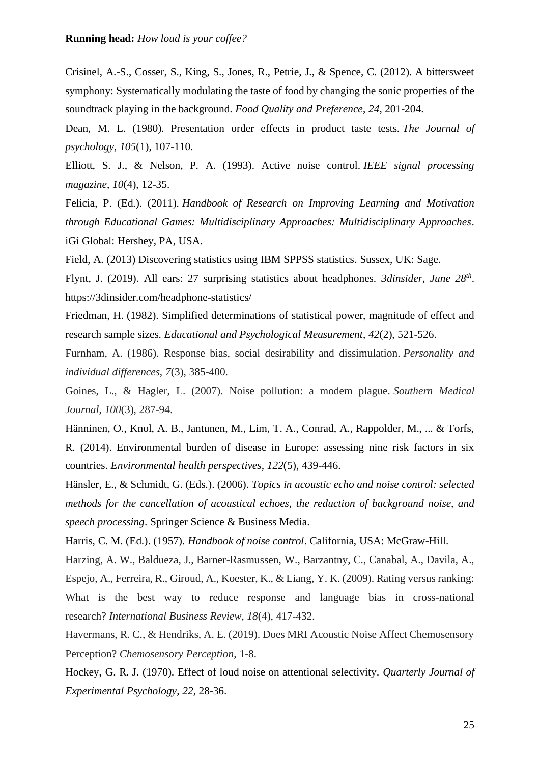Crisinel, A.-S., Cosser, S., King, S., Jones, R., Petrie, J., & Spence, C. (2012). A bittersweet symphony: Systematically modulating the taste of food by changing the sonic properties of the soundtrack playing in the background. *Food Quality and Preference*, *24*, 201-204.

Dean, M. L. (1980). Presentation order effects in product taste tests. *The Journal of psychology*, *105*(1), 107-110.

Elliott, S. J., & Nelson, P. A. (1993). Active noise control. *IEEE signal processing magazine*, *10*(4), 12-35.

Felicia, P. (Ed.). (2011). *Handbook of Research on Improving Learning and Motivation through Educational Games: Multidisciplinary Approaches: Multidisciplinary Approaches*. iGi Global: Hershey, PA, USA.

Field, A. (2013) Discovering statistics using IBM SPPSS statistics. Sussex, UK: Sage.

Flynt, J. (2019). All ears: 27 surprising statistics about headphones. *3dinsider, June 28th*. https://3dinsider.com/headphone-statistics/

Friedman, H. (1982). Simplified determinations of statistical power, magnitude of effect and research sample sizes. *Educational and Psychological Measurement*, *42*(2), 521-526.

Furnham, A. (1986). Response bias, social desirability and dissimulation. *Personality and individual differences*, *7*(3), 385-400.

Goines, L., & Hagler, L. (2007). Noise pollution: a modem plague. *Southern Medical Journal*, *100*(3), 287-94.

Hänninen, O., Knol, A. B., Jantunen, M., Lim, T. A., Conrad, A., Rappolder, M., ... & Torfs, R. (2014). Environmental burden of disease in Europe: assessing nine risk factors in six countries. *Environmental health perspectives*, *122*(5), 439-446.

Hänsler, E., & Schmidt, G. (Eds.). (2006). *Topics in acoustic echo and noise control: selected methods for the cancellation of acoustical echoes, the reduction of background noise, and speech processing*. Springer Science & Business Media.

Harris, C. M. (Ed.). (1957). *Handbook of noise control*. California, USA: McGraw-Hill.

Harzing, A. W., Baldueza, J., Barner-Rasmussen, W., Barzantny, C., Canabal, A., Davila, A., Espejo, A., Ferreira, R., Giroud, A., Koester, K., & Liang, Y. K. (2009). Rating versus ranking: What is the best way to reduce response and language bias in cross-national research? *International Business Review*, *18*(4), 417-432.

Havermans, R. C., & Hendriks, A. E. (2019). Does MRI Acoustic Noise Affect Chemosensory Perception? *Chemosensory Perception*, 1-8.

Hockey, G. R. J. (1970). Effect of loud noise on attentional selectivity. *Quarterly Journal of Experimental Psychology*, *22*, 28-36.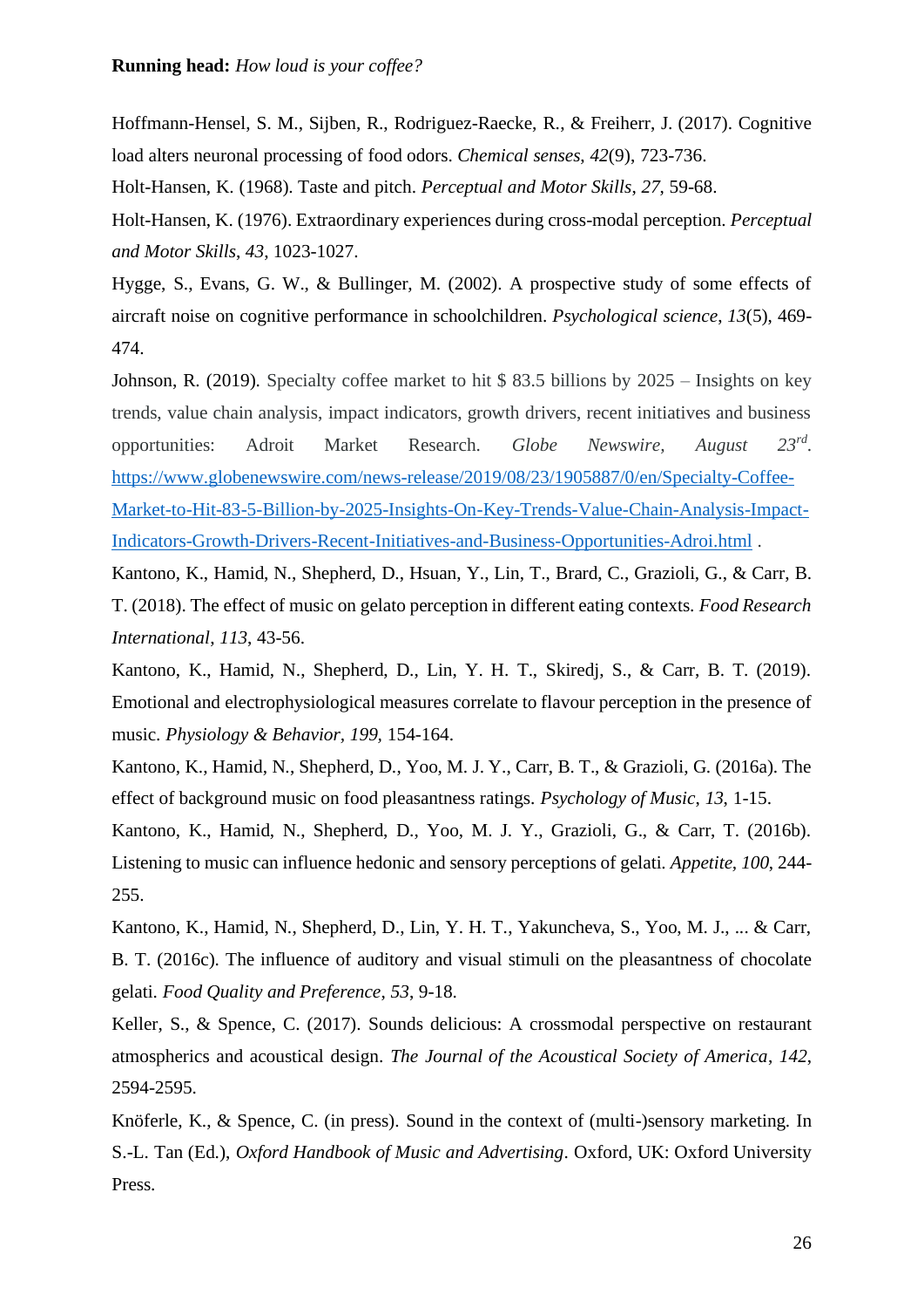Hoffmann-Hensel, S. M., Sijben, R., Rodriguez-Raecke, R., & Freiherr, J. (2017). Cognitive load alters neuronal processing of food odors. *Chemical senses*, *42*(9), 723-736.

Holt-Hansen, K. (1968). Taste and pitch. *Perceptual and Motor Skills*, *27*, 59-68.

Holt-Hansen, K. (1976). Extraordinary experiences during cross-modal perception. *Perceptual and Motor Skills*, *43*, 1023-1027.

Hygge, S., Evans, G. W., & Bullinger, M. (2002). A prospective study of some effects of aircraft noise on cognitive performance in schoolchildren. *Psychological science*, *13*(5), 469-474.

Johnson, R. (2019). Specialty coffee market to hit $ 83.5 billions by 2025 – Insights on key trends, value chain analysis, impact indicators, growth drivers, recent initiatives and business opportunities: Adroit Market Research. *Globe Newswire, August 23rd*. [https://www.globenewswire.com/news-release/2019/08/23/1905887/0/en/Specialty-Coffee-Market-to-Hit-83-5-Billion-by-2025-Insights-On-Key-Trends-Value-Chain-Analysis-Impact-Indicators-Growth-Drivers-Recent-Initiatives-and-Business-Opportunities-Adroi.html](https://www.globenewswire.com/news-release/2019/08/23/1905887/0/en/Specialty-Coffee-Market-to-Hit-83-5-Billion-by-2025-Insights-On-Key-Trends-Value-Chain-Analysis-Impact-Indicators-Growth-Drivers-Recent-Initiatives-and-Business-Opportunities-Adroi.html) .

Kantono, K., Hamid, N., Shepherd, D., Hsuan, Y., Lin, T., Brard, C., Grazioli, G., & Carr, B. T. (2018). The effect of music on gelato perception in different eating contexts. *Food Research International*, *113*, 43-56.

Kantono, K., Hamid, N., Shepherd, D., Lin, Y. H. T., Skiredj, S., & Carr, B. T. (2019). Emotional and electrophysiological measures correlate to flavour perception in the presence of music. *Physiology & Behavior*, *199*, 154-164.

Kantono, K., Hamid, N., Shepherd, D., Yoo, M. J. Y., Carr, B. T., & Grazioli, G. (2016a). The effect of background music on food pleasantness ratings. *Psychology of Music*, *13*, 1-15.

Kantono, K., Hamid, N., Shepherd, D., Yoo, M. J. Y., Grazioli, G., & Carr, T. (2016b). Listening to music can influence hedonic and sensory perceptions of gelati. *Appetite*, *100*, 244-255.

Kantono, K., Hamid, N., Shepherd, D., Lin, Y. H. T., Yakuncheva, S., Yoo, M. J., ... & Carr, B. T. (2016c). The influence of auditory and visual stimuli on the pleasantness of chocolate gelati. *Food Quality and Preference*, *53*, 9-18.

Keller, S., & Spence, C. (2017). Sounds delicious: A crossmodal perspective on restaurant atmospherics and acoustical design. *The Journal of the Acoustical Society of America*, *142*, 2594-2595.

Knöferle, K., & Spence, C. (in press). Sound in the context of (multi-)sensory marketing. In S.-L. Tan (Ed.), *Oxford Handbook of Music and Advertising*. Oxford, UK: Oxford University Press.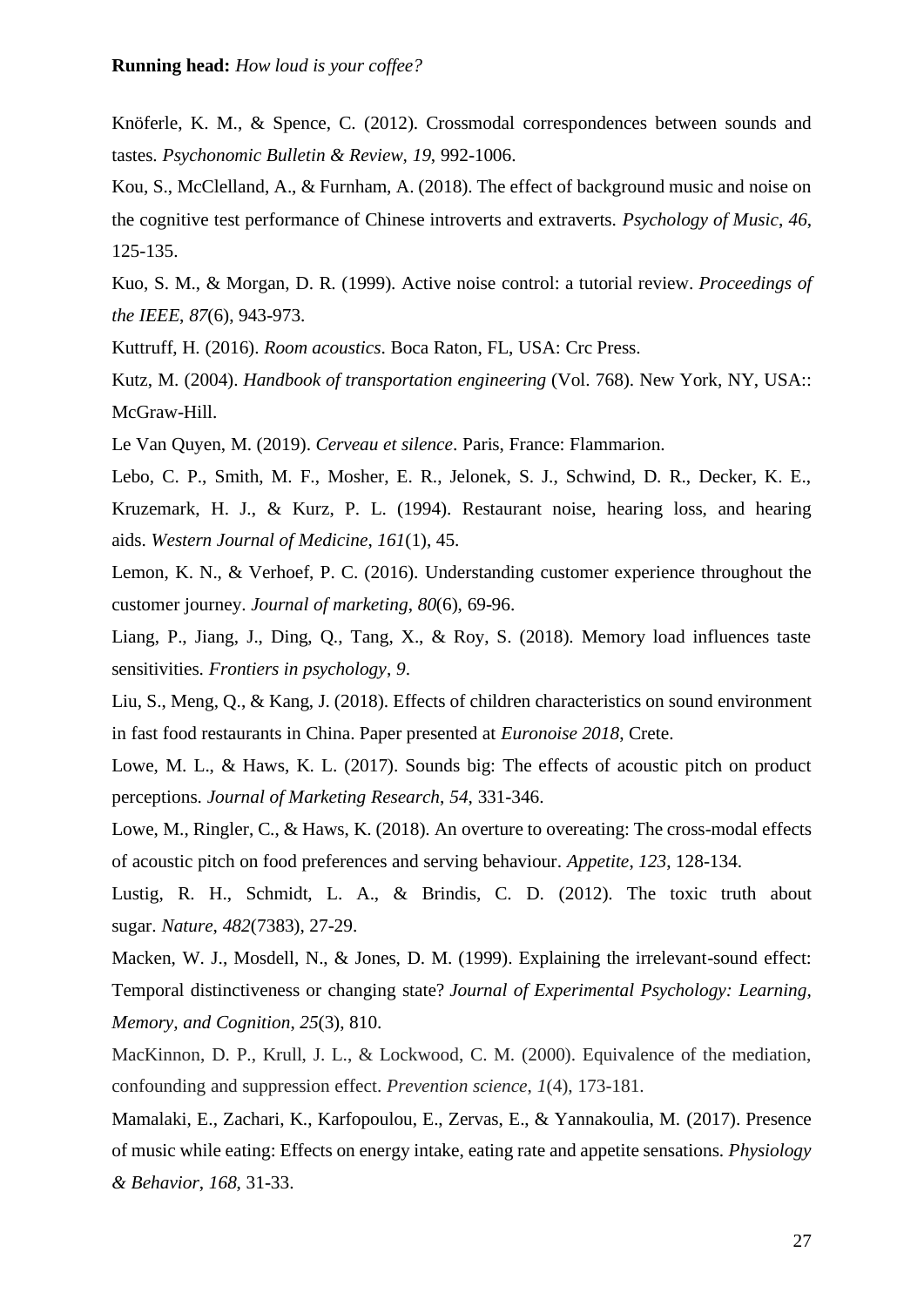Knöferle, K. M., & Spence, C. (2012). Crossmodal correspondences between sounds and tastes. *Psychonomic Bulletin & Review, 19*, 992-1006.

Kou, S., McClelland, A., & Furnham, A. (2018). The effect of background music and noise on the cognitive test performance of Chinese introverts and extraverts. *Psychology of Music*, *46*, 125-135.

Kuo, S. M., & Morgan, D. R. (1999). Active noise control: a tutorial review. *Proceedings of the IEEE*, *87*(6), 943-973.

Kuttruff, H. (2016). *Room acoustics*. Boca Raton, FL, USA: Crc Press.

Kutz, M. (2004). *Handbook of transportation engineering* (Vol. 768). New York, NY, USA:: McGraw-Hill.

Le Van Quyen, M. (2019). *Cerveau et silence*. Paris, France: Flammarion.

Lebo, C. P., Smith, M. F., Mosher, E. R., Jelonek, S. J., Schwind, D. R., Decker, K. E., Kruzemark, H. J., & Kurz, P. L. (1994). Restaurant noise, hearing loss, and hearing aids. *Western Journal of Medicine*, *161*(1), 45.

Lemon, K. N., & Verhoef, P. C. (2016). Understanding customer experience throughout the customer journey. *Journal of marketing*, *80*(6), 69-96.

Liang, P., Jiang, J., Ding, Q., Tang, X., & Roy, S. (2018). Memory load influences taste sensitivities. *Frontiers in psychology*, *9*.

Liu, S., Meng, Q., & Kang, J. (2018). Effects of children characteristics on sound environment in fast food restaurants in China. Paper presented at *Euronoise 2018*, Crete.

Lowe, M. L., & Haws, K. L. (2017). Sounds big: The effects of acoustic pitch on product perceptions. *Journal of Marketing Research*, *54*, 331-346.

Lowe, M., Ringler, C., & Haws, K. (2018). An overture to overeating: The cross-modal effects of acoustic pitch on food preferences and serving behaviour. *Appetite*, *123*, 128-134.

Lustig, R. H., Schmidt, L. A., & Brindis, C. D. (2012). The toxic truth about sugar. *Nature*, *482*(7383), 27-29.

Macken, W. J., Mosdell, N., & Jones, D. M. (1999). Explaining the irrelevant-sound effect: Temporal distinctiveness or changing state? *Journal of Experimental Psychology: Learning, Memory, and Cognition*, *25*(3), 810.

MacKinnon, D. P., Krull, J. L., & Lockwood, C. M. (2000). Equivalence of the mediation, confounding and suppression effect. *Prevention science*, *1*(4), 173-181.

Mamalaki, E., Zachari, K., Karfopoulou, E., Zervas, E., & Yannakoulia, M. (2017). Presence of music while eating: Effects on energy intake, eating rate and appetite sensations. *Physiology & Behavior*, *168*, 31-33.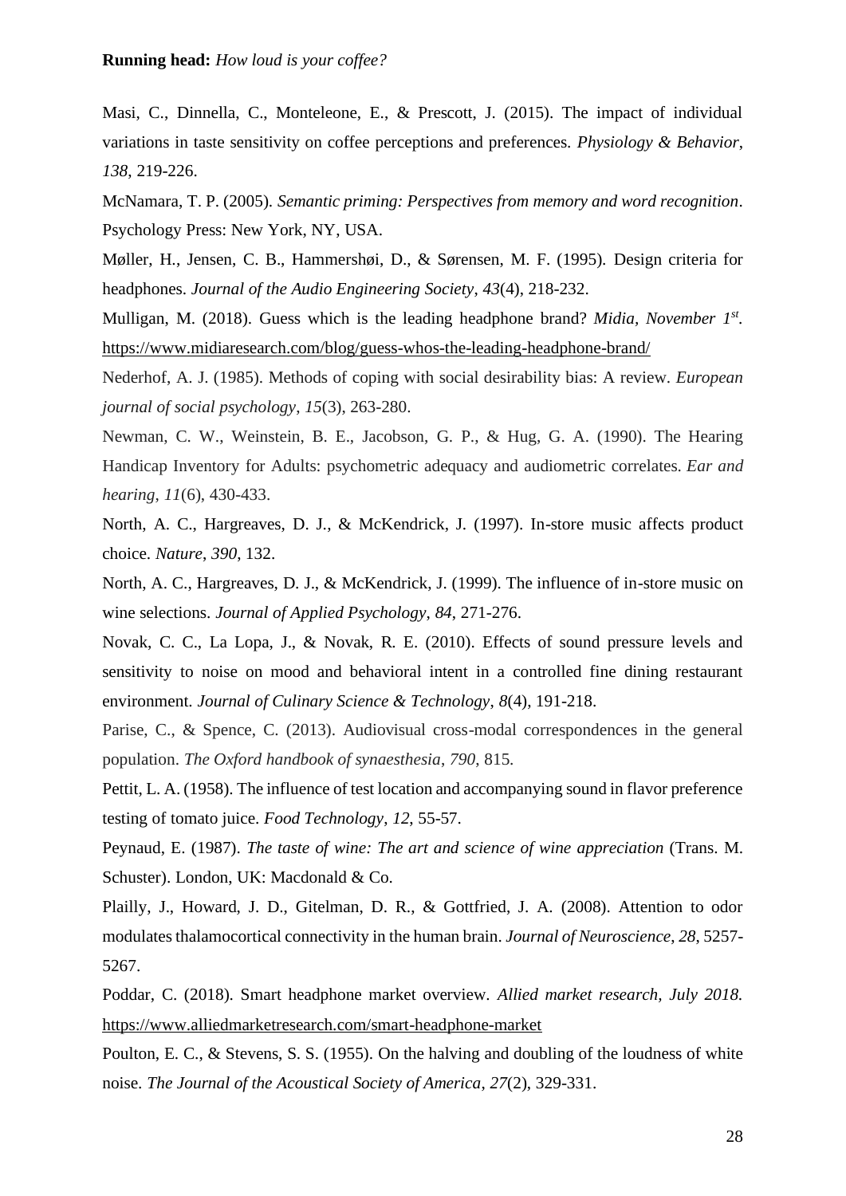Masi, C., Dinnella, C., Monteleone, E., & Prescott, J. (2015). The impact of individual variations in taste sensitivity on coffee perceptions and preferences. *Physiology & Behavior*, *138*, 219-226.

McNamara, T. P. (2005). *Semantic priming: Perspectives from memory and word recognition*. Psychology Press: New York, NY, USA.

Møller, H., Jensen, C. B., Hammershøi, D., & Sørensen, M. F. (1995). Design criteria for headphones. *Journal of the Audio Engineering Society*, *43*(4), 218-232.

Mulligan, M. (2018). Guess which is the leading headphone brand? *Midia, November 1st*. https://www.midiaresearch.com/blog/guess-whos-the-leading-headphone-brand/

Nederhof, A. J. (1985). Methods of coping with social desirability bias: A review. *European journal of social psychology*, *15*(3), 263-280.

Newman, C. W., Weinstein, B. E., Jacobson, G. P., & Hug, G. A. (1990). The Hearing Handicap Inventory for Adults: psychometric adequacy and audiometric correlates. *Ear and hearing*, *11*(6), 430-433.

North, A. C., Hargreaves, D. J., & McKendrick, J. (1997). In-store music affects product choice. *Nature*, *390*, 132.

North, A. C., Hargreaves, D. J., & McKendrick, J. (1999). The influence of in-store music on wine selections. *Journal of Applied Psychology*, *84*, 271-276.

Novak, C. C., La Lopa, J., & Novak, R. E. (2010). Effects of sound pressure levels and sensitivity to noise on mood and behavioral intent in a controlled fine dining restaurant environment. *Journal of Culinary Science & Technology*, *8*(4), 191-218.

Parise, C., & Spence, C. (2013). Audiovisual cross-modal correspondences in the general population. *The Oxford handbook of synaesthesia*, *790*, 815.

Pettit, L. A. (1958). The influence of test location and accompanying sound in flavor preference testing of tomato juice. *Food Technology*, *12*, 55-57.

Peynaud, E. (1987). *The taste of wine: The art and science of wine appreciation* (Trans. M. Schuster). London, UK: Macdonald & Co.

Plailly, J., Howard, J. D., Gitelman, D. R., & Gottfried, J. A. (2008). Attention to odor modulates thalamocortical connectivity in the human brain. *Journal of Neuroscience*, *28*, 5257-5267.

Poddar, C. (2018). Smart headphone market overview. *Allied market research, July 2018.* https://www.alliedmarketresearch.com/smart-headphone-market

Poulton, E. C., & Stevens, S. S. (1955). On the halving and doubling of the loudness of white noise. *The Journal of the Acoustical Society of America*, *27*(2), 329-331.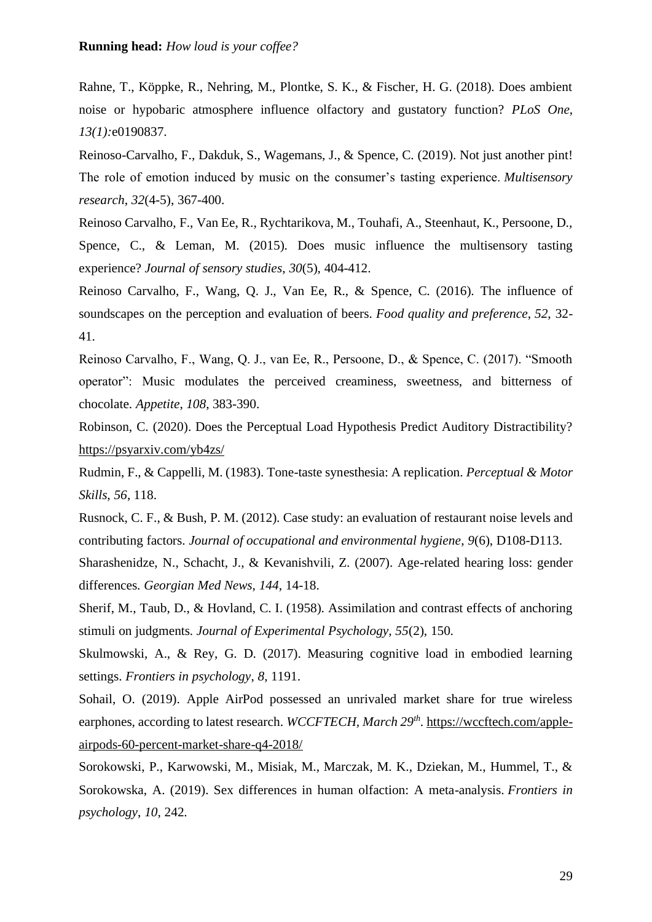Rahne, T., Köppke, R., Nehring, M., Plontke, S. K., & Fischer, H. G. (2018). Does ambient noise or hypobaric atmosphere influence olfactory and gustatory function? *PLoS One*, *13(1):*e0190837.

Reinoso-Carvalho, F., Dakduk, S., Wagemans, J., & Spence, C. (2019). Not just another pint! The role of emotion induced by music on the consumer's tasting experience. *Multisensory research*, *32*(4-5), 367-400.

Reinoso Carvalho, F., Van Ee, R., Rychtarikova, M., Touhafi, A., Steenhaut, K., Persoone, D., Spence, C., & Leman, M. (2015). Does music influence the multisensory tasting experience? *Journal of sensory studies*, *30*(5), 404-412.

Reinoso Carvalho, F., Wang, Q. J., Van Ee, R., & Spence, C. (2016). The influence of soundscapes on the perception and evaluation of beers. *Food quality and preference*, *52*, 32-41.

Reinoso Carvalho, F., Wang, Q. J., van Ee, R., Persoone, D., & Spence, C. (2017). "Smooth operator": Music modulates the perceived creaminess, sweetness, and bitterness of chocolate. *Appetite*, *108*, 383-390.

Robinson, C. (2020). Does the Perceptual Load Hypothesis Predict Auditory Distractibility? https://psyarxiv.com/yb4zs/

Rudmin, F., & Cappelli, M. (1983). Tone-taste synesthesia: A replication. *Perceptual & Motor Skills, 56*, 118.

Rusnock, C. F., & Bush, P. M. (2012). Case study: an evaluation of restaurant noise levels and contributing factors. *Journal of occupational and environmental hygiene*, *9*(6), D108-D113.

Sharashenidze, N., Schacht, J., & Kevanishvili, Z. (2007). Age-related hearing loss: gender differences. *Georgian Med News*, *144*, 14-18.

Sherif, M., Taub, D., & Hovland, C. I. (1958). Assimilation and contrast effects of anchoring stimuli on judgments. *Journal of Experimental Psychology*, *55*(2), 150.

Skulmowski, A., & Rey, G. D. (2017). Measuring cognitive load in embodied learning settings. *Frontiers in psychology*, *8*, 1191.

Sohail, O. (2019). Apple AirPod possessed an unrivaled market share for true wireless earphones, according to latest research. *WCCFTECH, March 29th*. https://wccftech.com/apple-airpods-60-percent-market-share-q4-2018/

Sorokowski, P., Karwowski, M., Misiak, M., Marczak, M. K., Dziekan, M., Hummel, T., & Sorokowska, A. (2019). Sex differences in human olfaction: A meta-analysis. *Frontiers in psychology*, *10*, 242.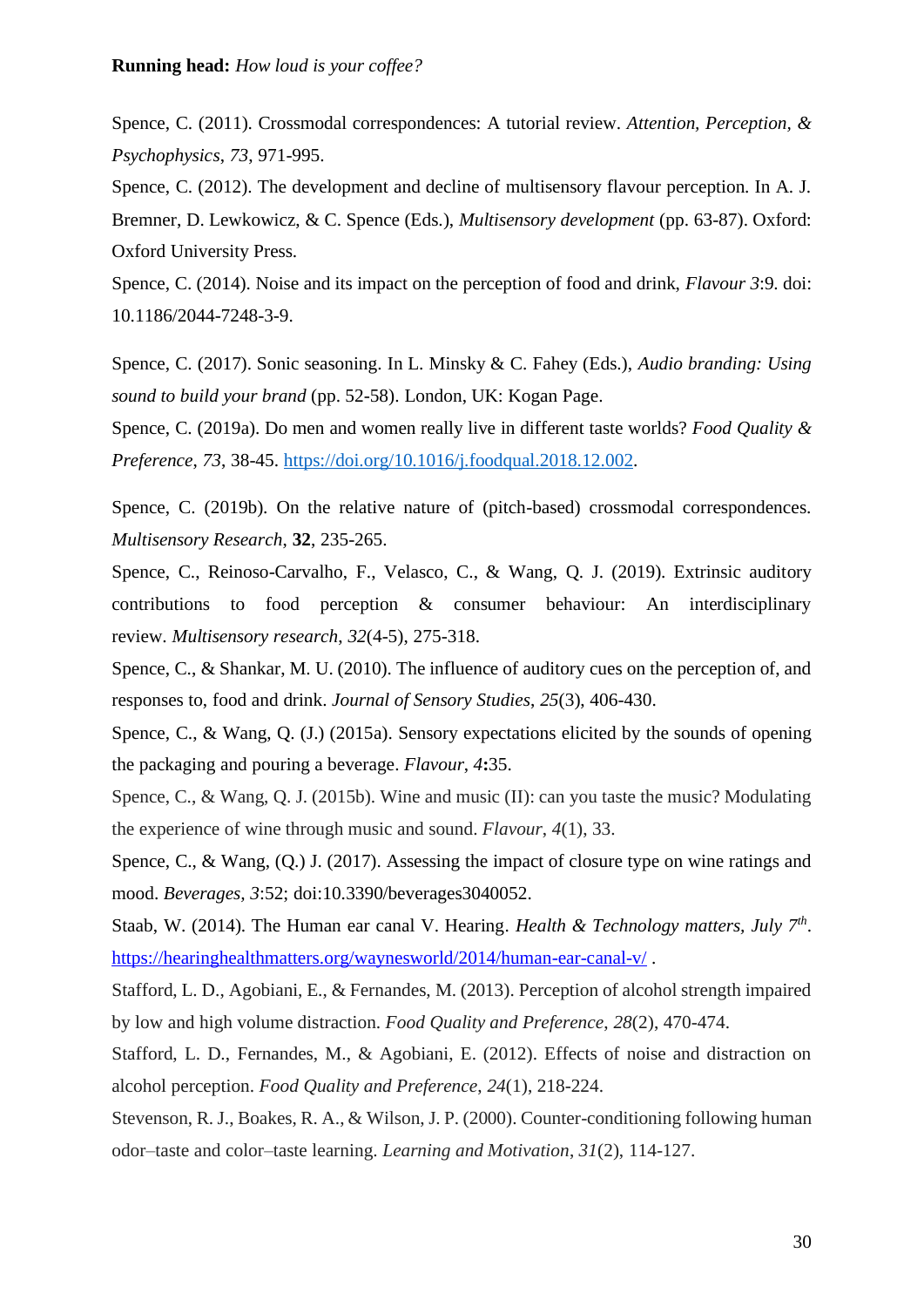Spence, C. (2011). Crossmodal correspondences: A tutorial review. *Attention, Perception, & Psychophysics*, *73*, 971-995.

Spence, C. (2012). The development and decline of multisensory flavour perception. In A. J. Bremner, D. Lewkowicz, & C. Spence (Eds.), *Multisensory development* (pp. 63-87). Oxford: Oxford University Press.

Spence, C. (2014). Noise and its impact on the perception of food and drink, *Flavour 3*:9. doi: 10.1186/2044-7248-3-9.

Spence, C. (2017). Sonic seasoning. In L. Minsky & C. Fahey (Eds.), *Audio branding: Using sound to build your brand* (pp. 52-58). London, UK: Kogan Page.

Spence, C. (2019a). Do men and women really live in different taste worlds? *Food Quality & Preference*, *73*, 38-45. https://doi.org/10.1016/j.foodqual.2018.12.002.

Spence, C. (2019b). On the relative nature of (pitch-based) crossmodal correspondences. *Multisensory Research*, **32**, 235-265.

Spence, C., Reinoso-Carvalho, F., Velasco, C., & Wang, Q. J. (2019). Extrinsic auditory contributions to food perception & consumer behaviour: An interdisciplinary review. *Multisensory research*, *32*(4-5), 275-318.

Spence, C., & Shankar, M. U. (2010). The influence of auditory cues on the perception of, and responses to, food and drink. *Journal of Sensory Studies*, *25*(3), 406-430.

Spence, C., & Wang, Q. (J.) (2015a). Sensory expectations elicited by the sounds of opening the packaging and pouring a beverage. *Flavour*, *4***:**35.

Spence, C., & Wang, Q. J. (2015b). Wine and music (II): can you taste the music? Modulating the experience of wine through music and sound. *Flavour*, *4*(1), 33.

Spence, C., & Wang, (Q.) J. (2017). Assessing the impact of closure type on wine ratings and mood. *Beverages*, *3*:52; doi:10.3390/beverages3040052.

Staab, W. (2014). The Human ear canal V. Hearing. *Health & Technology matters, July 7th*. https://hearinghealthmatters.org/waynesworld/2014/human-ear-canal-v/ .

Stafford, L. D., Agobiani, E., & Fernandes, M. (2013). Perception of alcohol strength impaired by low and high volume distraction. *Food Quality and Preference*, *28*(2), 470-474.

Stafford, L. D., Fernandes, M., & Agobiani, E. (2012). Effects of noise and distraction on alcohol perception. *Food Quality and Preference*, *24*(1), 218-224.

Stevenson, R. J., Boakes, R. A., & Wilson, J. P. (2000). Counter-conditioning following human odor–taste and color–taste learning. *Learning and Motivation*, *31*(2), 114-127.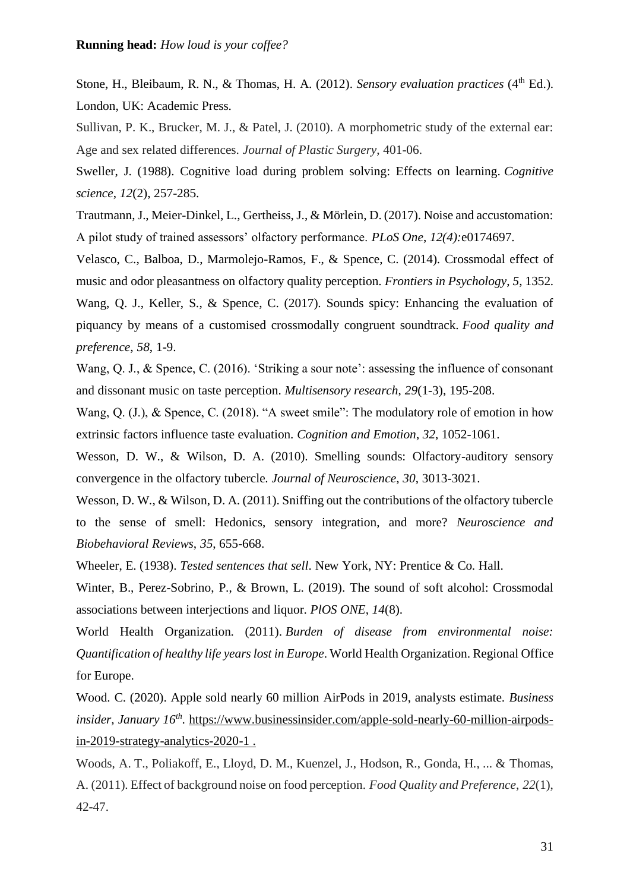Stone, H., Bleibaum, R. N., & Thomas, H. A. (2012). *Sensory evaluation practices* (4th Ed.). London, UK: Academic Press.

Sullivan, P. K., Brucker, M. J., & Patel, J. (2010). A morphometric study of the external ear: Age and sex related differences. *Journal of Plastic Surgery*, 401-06.

Sweller, J. (1988). Cognitive load during problem solving: Effects on learning. *Cognitive science*, *12*(2), 257-285.

Trautmann, J., Meier-Dinkel, L., Gertheiss, J., & Mörlein, D. (2017). Noise and accustomation: A pilot study of trained assessors' olfactory performance. *PLoS One*, *12(4):*e0174697.

Velasco, C., Balboa, D., Marmolejo-Ramos, F., & Spence, C. (2014). Crossmodal effect of music and odor pleasantness on olfactory quality perception. *Frontiers in Psychology*, *5*, 1352.

Wang, Q. J., Keller, S., & Spence, C. (2017). Sounds spicy: Enhancing the evaluation of piquancy by means of a customised crossmodally congruent soundtrack. *Food quality and preference*, *58*, 1-9.

Wang, Q. J., & Spence, C. (2016). 'Striking a sour note': assessing the influence of consonant and dissonant music on taste perception. *Multisensory research*, *29*(1-3), 195-208.

Wang, Q. (J.), & Spence, C. (2018). "A sweet smile": The modulatory role of emotion in how extrinsic factors influence taste evaluation. *Cognition and Emotion*, *32*, 1052-1061.

Wesson, D. W., & Wilson, D. A. (2010). Smelling sounds: Olfactory-auditory sensory convergence in the olfactory tubercle. *Journal of Neuroscience*, *30*, 3013-3021.

Wesson, D. W., & Wilson, D. A. (2011). Sniffing out the contributions of the olfactory tubercle to the sense of smell: Hedonics, sensory integration, and more? *Neuroscience and Biobehavioral Reviews*, *35*, 655-668.

Wheeler, E. (1938). *Tested sentences that sell*. New York, NY: Prentice & Co. Hall.

Winter, B., Perez-Sobrino, P., & Brown, L. (2019). The sound of soft alcohol: Crossmodal associations between interjections and liquor. *PlOS ONE*, *14*(8).

World Health Organization. (2011). *Burden of disease from environmental noise: Quantification of healthy life years lost in Europe*. World Health Organization. Regional Office for Europe.

Wood. C. (2020). Apple sold nearly 60 million AirPods in 2019, analysts estimate. *Business insider, January 16th*. https://www.businessinsider.com/apple-sold-nearly-60-million-airpods-in-2019-strategy-analytics-2020-1 .

Woods, A. T., Poliakoff, E., Lloyd, D. M., Kuenzel, J., Hodson, R., Gonda, H., ... & Thomas, A. (2011). Effect of background noise on food perception. *Food Quality and Preference*, *22*(1), 42-47.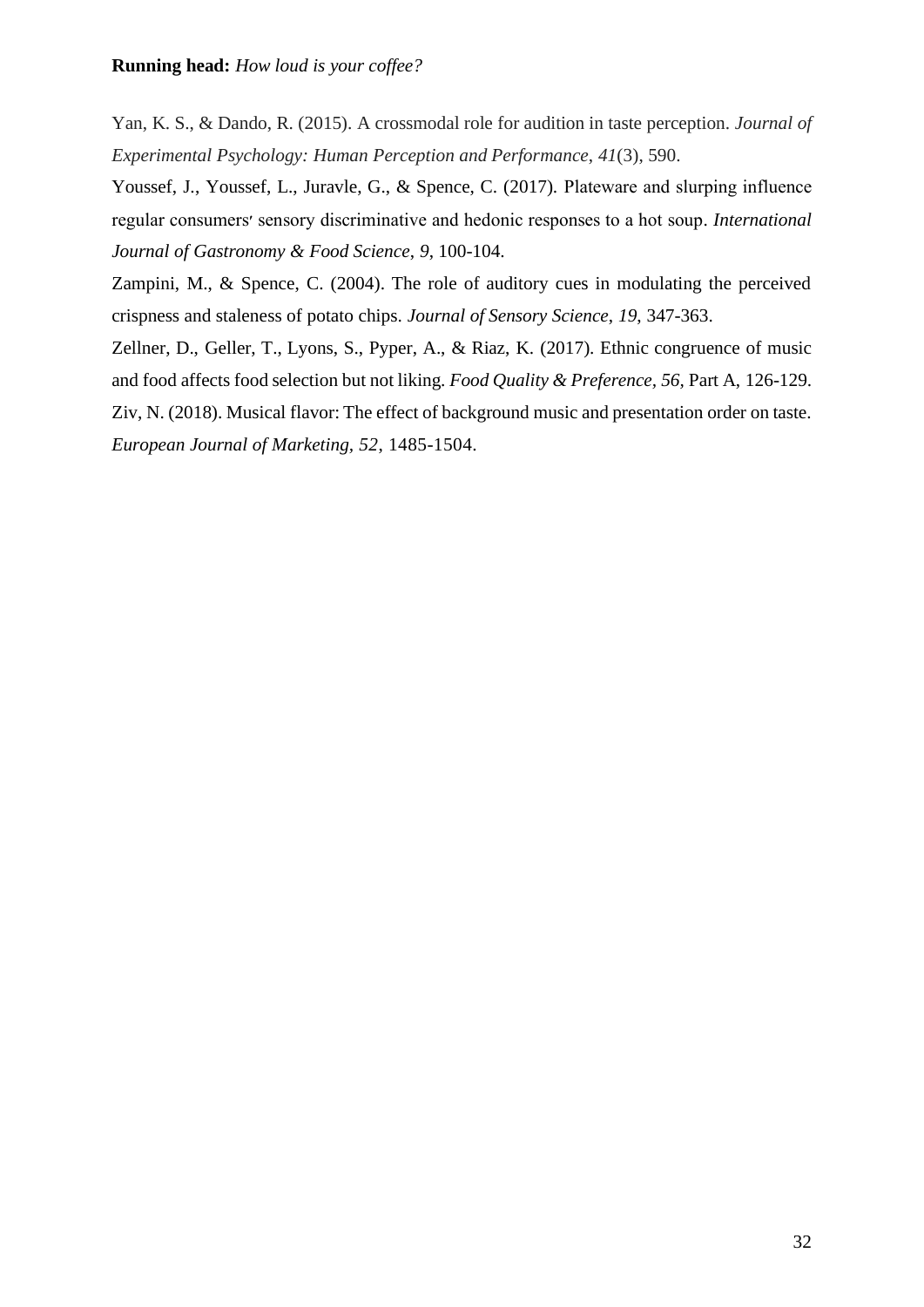Yan, K. S., & Dando, R. (2015). A crossmodal role for audition in taste perception. *Journal of Experimental Psychology: Human Perception and Performance*, *41*(3), 590.

Youssef, J., Youssef, L., Juravle, G., & Spence, C. (2017). Plateware and slurping influence regular consumers' sensory discriminative and hedonic responses to a hot soup. *International Journal of Gastronomy & Food Science*, *9*, 100-104.

Zampini, M., & Spence, C. (2004). The role of auditory cues in modulating the perceived crispness and staleness of potato chips. *Journal of Sensory Science*, *19*, 347-363.

Zellner, D., Geller, T., Lyons, S., Pyper, A., & Riaz, K. (2017). Ethnic congruence of music and food affects food selection but not liking. *Food Quality & Preference*, *56*, Part A, 126-129.

Ziv, N. (2018). Musical flavor: The effect of background music and presentation order on taste. *European Journal of Marketing, 52*, 1485-1504.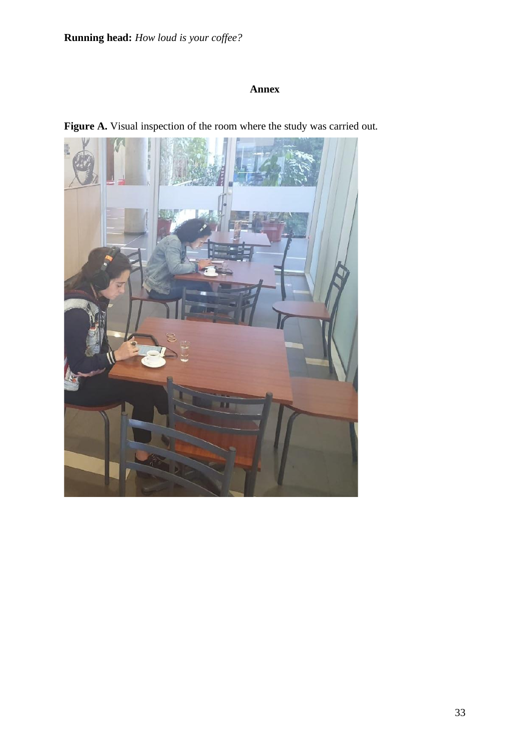**Annex**

**Figure A.** Visual inspection of the room where the study was carried out.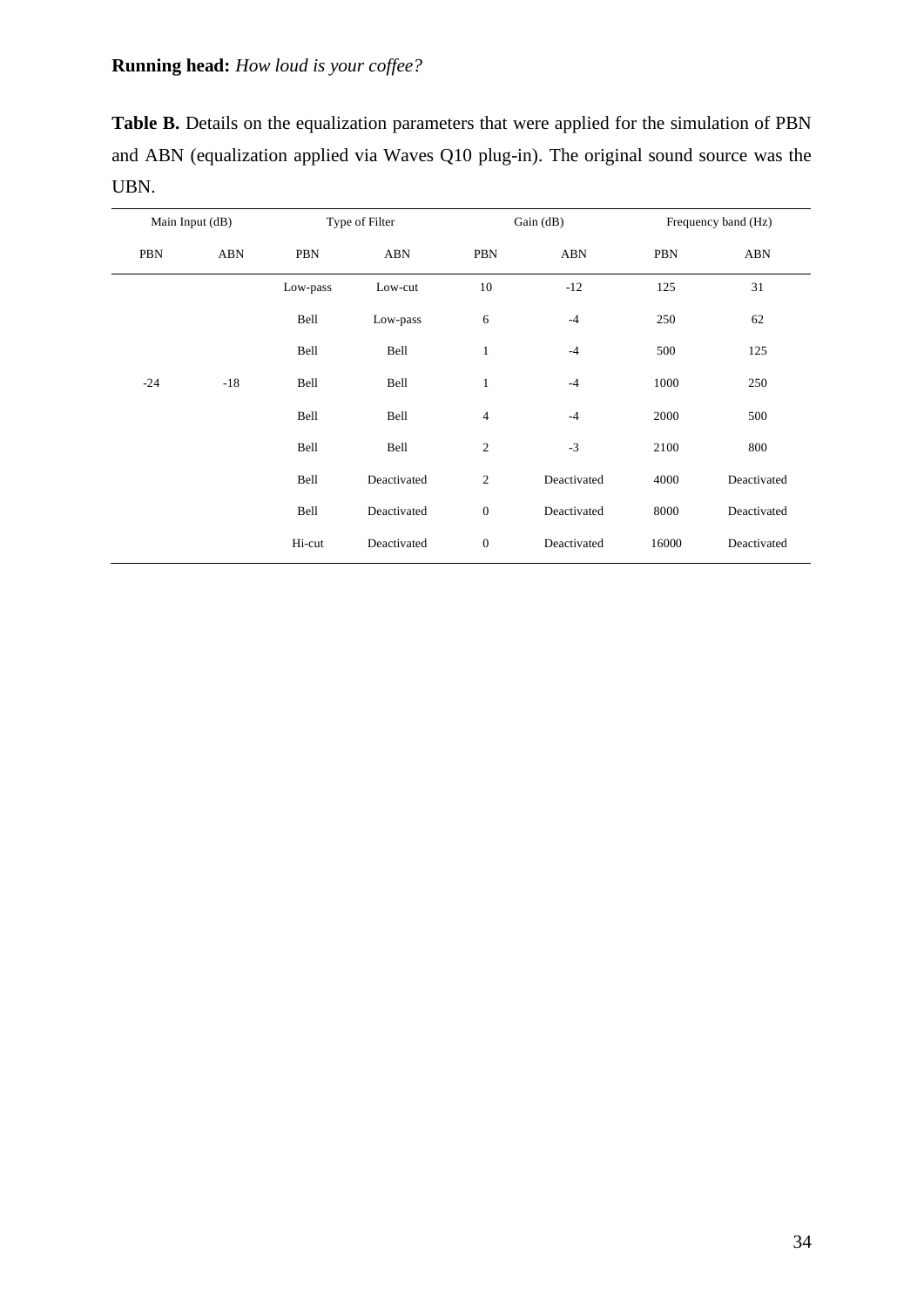**Table B.** Details on the equalization parameters that were applied for the simulation of PBN and ABN (equalization applied via Waves Q10 plug-in). The original sound source was the UBN.

| Main Input (dB) | | Type of Filter | | Gain (dB) | | Frequency band (Hz) | |
|---|---|---|---|---|---|---|---|
| PBN | ABN | PBN | ABN | PBN | ABN | PBN | ABN |
| | | Low-pass | Low-cut | 10 | -12 | 125 | 31 |
| | | Bell | Low-pass | 6 | -4 | 250 | 62 |
| | | Bell | Bell | 1 | -4 | 500 | 125 |
| -24 | -18 | Bell | Bell | 1 | -4 | 1000 | 250 |
| | | Bell | Bell | 4 | -4 | 2000 | 500 |
| | | Bell | Bell | 2 | -3 | 2100 | 800 |
| | | Bell | Deactivated | 2 | Deactivated | 4000 | Deactivated |
| | | Bell | Deactivated | 0 | Deactivated | 8000 | Deactivated |
| | | Hi-cut | Deactivated | 0 | Deactivated | 16000 | Deactivated |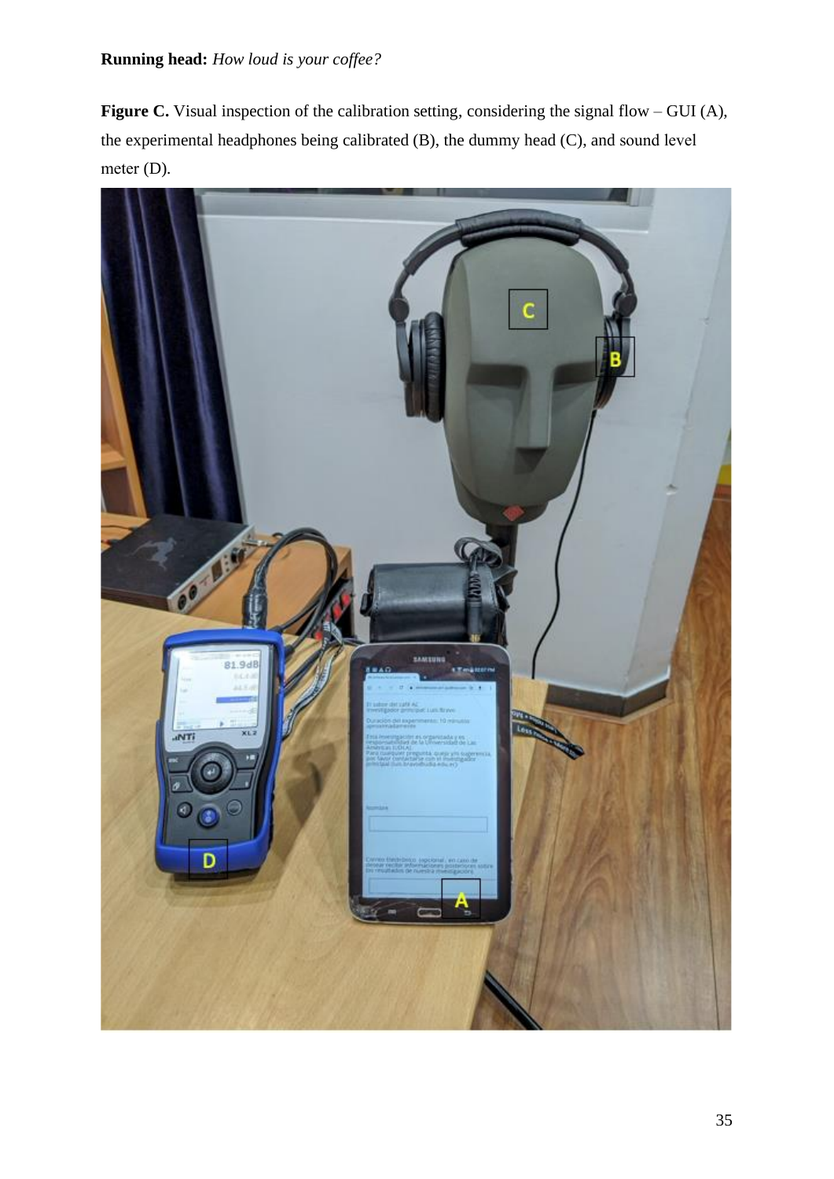**Figure C.** Visual inspection of the calibration setting, considering the signal flow – GUI (A), the experimental headphones being calibrated (B), the dummy head (C), and sound level meter (D).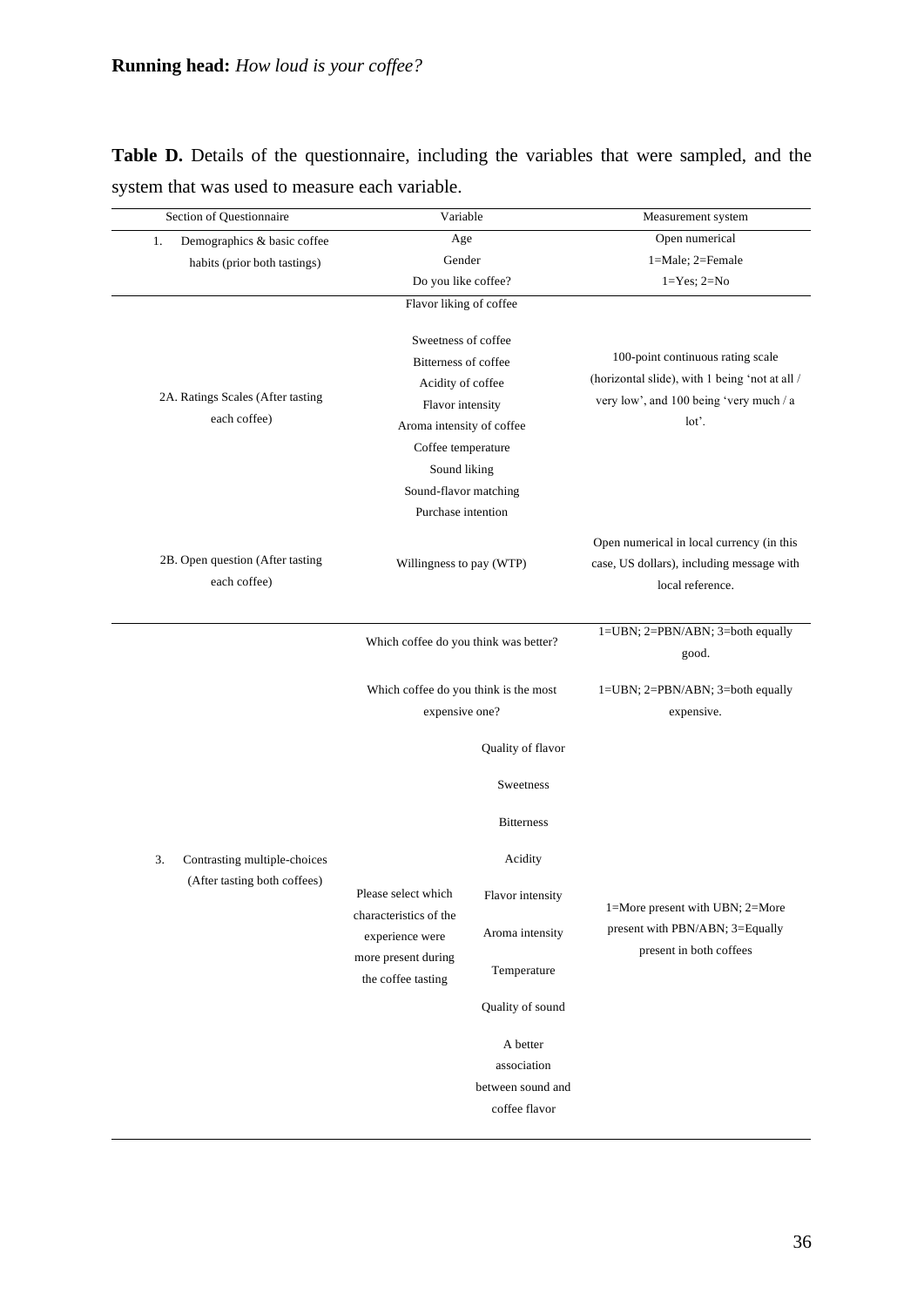**Table D.** Details of the questionnaire, including the variables that were sampled, and the system that was used to measure each variable.

| Section of Questionnaire | Variable | | Measurement system |
|---|---|---|---|
| 1. Demographics & basic coffee habits (prior both tastings) | Age | | Open numerical |
| | Gender | | 1=Male; 2=Female |
| | Do you like coffee? | | 1=Yes; 2=No |
| 2A. Ratings Scales (After tasting each coffee) | Flavor liking of coffee | | 100-point continuous rating scale (horizontal slide), with 1 being 'not at all / very low', and 100 being 'very much / a lot'. |
| | Sweetness of coffee | | |
| | Bitterness of coffee | | |
| | Acidity of coffee | | |
| | Flavor intensity | | |
| | Aroma intensity of coffee | | |
| | Coffee temperature | | |
| | Sound liking | | |
| | Sound-flavor matching | | |
| | Purchase intention | | |
| 2B. Open question (After tasting each coffee) | Willingness to pay (WTP) | | Open numerical in local currency (in this case, US dollars), including message with local reference. |
| 3. Contrasting multiple-choices (After tasting both coffees) | Which coffee do you think was better? | | 1=UBN; 2=PBN/ABN; 3=both equally good. |
| | Which coffee do you think is the most expensive one? | | 1=UBN; 2=PBN/ABN; 3=both equally expensive. |
| | Please select which characteristics of the experience were more present during the coffee tasting | Quality of flavor | 1=More present with UBN; 2=More present with PBN/ABN; 3=Equally present in both coffees |
| | | Sweetness | |
| | | Bitterness | |
| | | Acidity | |
| | | Flavor intensity | |
| | | Aroma intensity | |
| | | Temperature | |
| | | Quality of sound | |
| | | A better association between sound and coffee flavor | |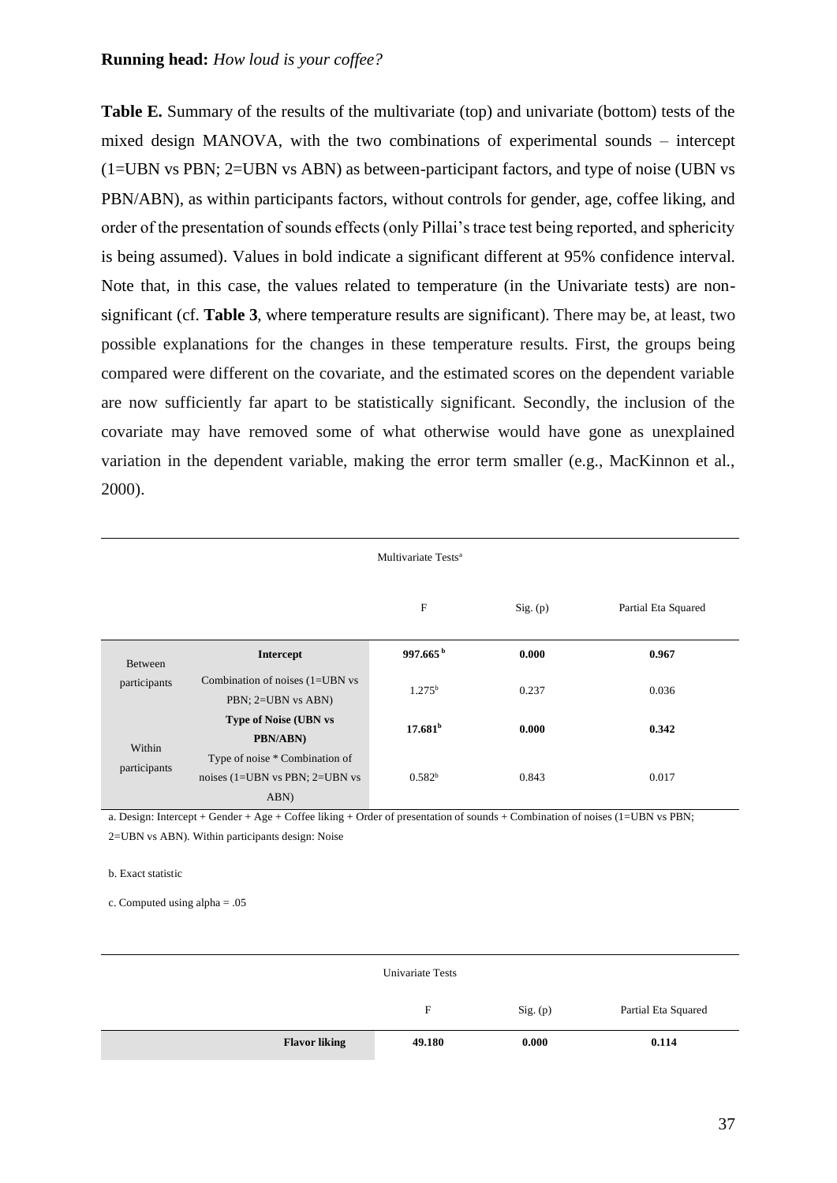**Table E.** Summary of the results of the multivariate (top) and univariate (bottom) tests of the mixed design MANOVA, with the two combinations of experimental sounds – intercept (1=UBN vs PBN; 2=UBN vs ABN) as between-participant factors, and type of noise (UBN vs PBN/ABN), as within participants factors, without controls for gender, age, coffee liking, and order of the presentation of sounds effects (only Pillai's trace test being reported, and sphericity is being assumed). Values in bold indicate a significant different at 95% confidence interval. Note that, in this case, the values related to temperature (in the Univariate tests) are non-significant (cf. **Table 3**, where temperature results are significant). There may be, at least, two possible explanations for the changes in these temperature results. First, the groups being compared were different on the covariate, and the estimated scores on the dependent variable are now sufficiently far apart to be statistically significant. Secondly, the inclusion of the covariate may have removed some of what otherwise would have gone as unexplained variation in the dependent variable, making the error term smaller (e.g., MacKinnon et al., 2000).

Multivariate Tests[a]

| | | F | Sig. (p) | Partial Eta Squared |
|---|---|---|---|---|
| Between participants | **Intercept** | **997.665[b]** | **0.000** | **0.967** |
| | Combination of noises (1=UBN vs PBN; 2=UBN vs ABN) | 1.275[b] | 0.237 | 0.036 |
| Within participants | **Type of Noise (UBN vs PBN/ABN)** | **17.681[b]** | **0.000** | **0.342** |
| | Type of noise * Combination of noises (1=UBN vs PBN; 2=UBN vs ABN) | 0.582[b] | 0.843 | 0.017 |

a. Design: Intercept + Gender + Age + Coffee liking + Order of presentation of sounds + Combination of noises (1=UBN vs PBN; 2=UBN vs ABN). Within participants design: Noise

b. Exact statistic

c. Computed using alpha = .05

Univariate Tests

| | F | Sig. (p) | Partial Eta Squared |
|---|---|---|---|
| **Flavor liking** | **49.180** | **0.000** | **0.114** |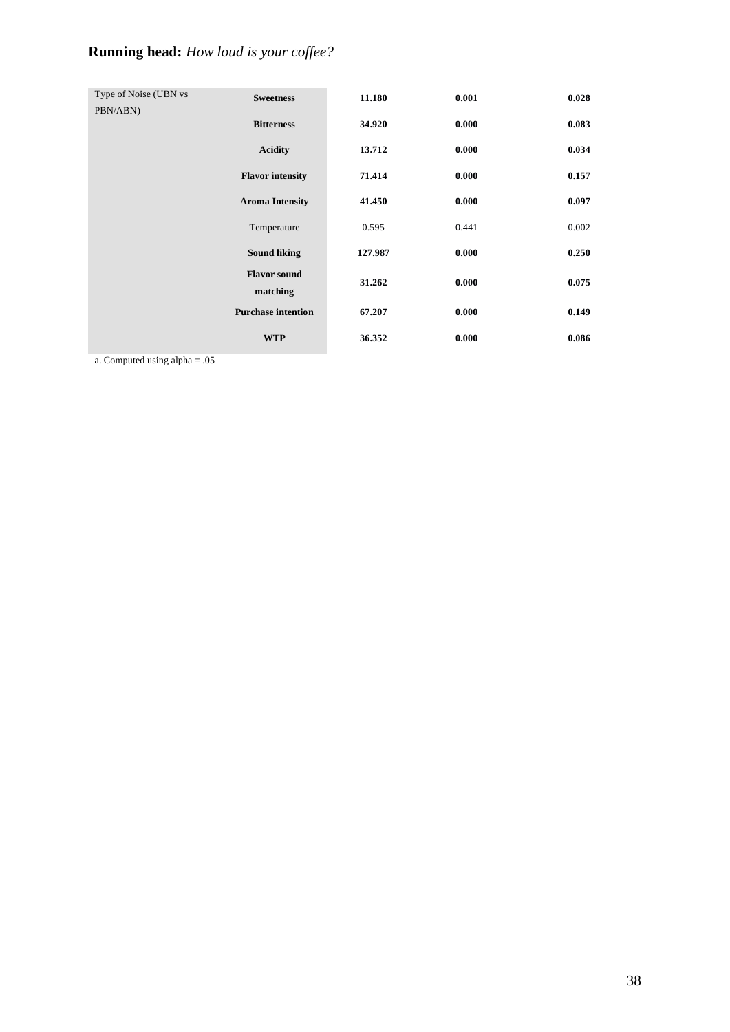| | | | | |
|---|---|---|---|---|
| Type of Noise (UBN vs PBN/ABN) | **Sweetness** | **11.180** | **0.001** | **0.028** |
| | **Bitterness** | **34.920** | **0.000** | **0.083** |
| | **Acidity** | **13.712** | **0.000** | **0.034** |
| | **Flavor intensity** | **71.414** | **0.000** | **0.157** |
| | **Aroma Intensity** | **41.450** | **0.000** | **0.097** |
| | Temperature | 0.595 | 0.441 | 0.002 |
| | **Sound liking** | **127.987** | **0.000** | **0.250** |
| | **Flavor sound matching** | **31.262** | **0.000** | **0.075** |
| | **Purchase intention** | **67.207** | **0.000** | **0.149** |
| | **WTP** | **36.352** | **0.000** | **0.086** |

a. Computed using alpha = .05